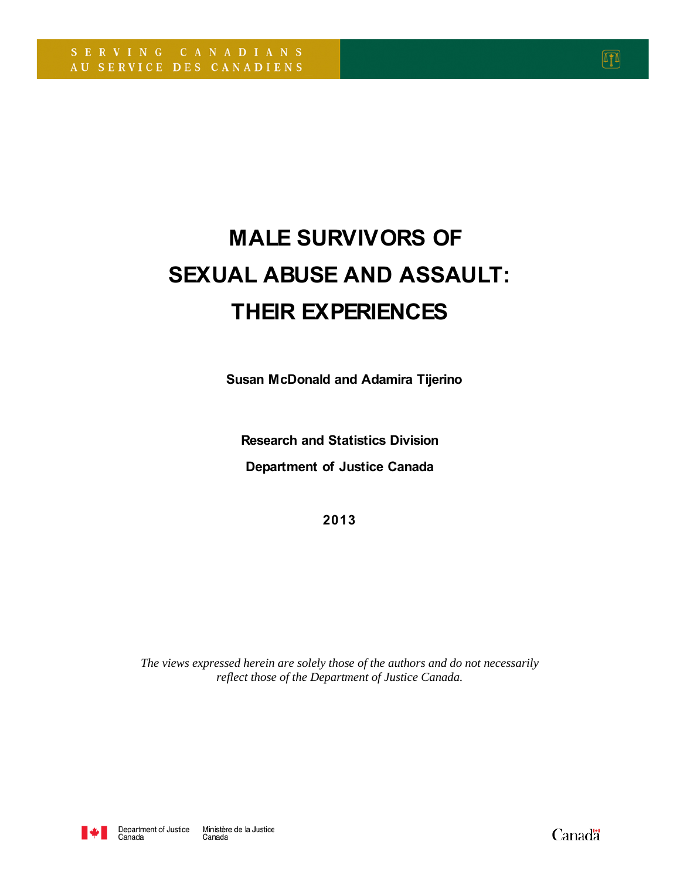SERVING CANADIANS
AU SERVICE DES CANADIENS

# MALE SURVIVORS OF SEXUAL ABUSE AND ASSAULT: THEIR EXPERIENCES

**Susan McDonald and Adamira Tijerino**

**Research and Statistics Division**

**Department of Justice Canada**

**2013**

*The views expressed herein are solely those of the authors and do not necessarily reflect those of the Department of Justice Canada.*

Department of Justice Canada | Ministère de la Justice Canada

Canada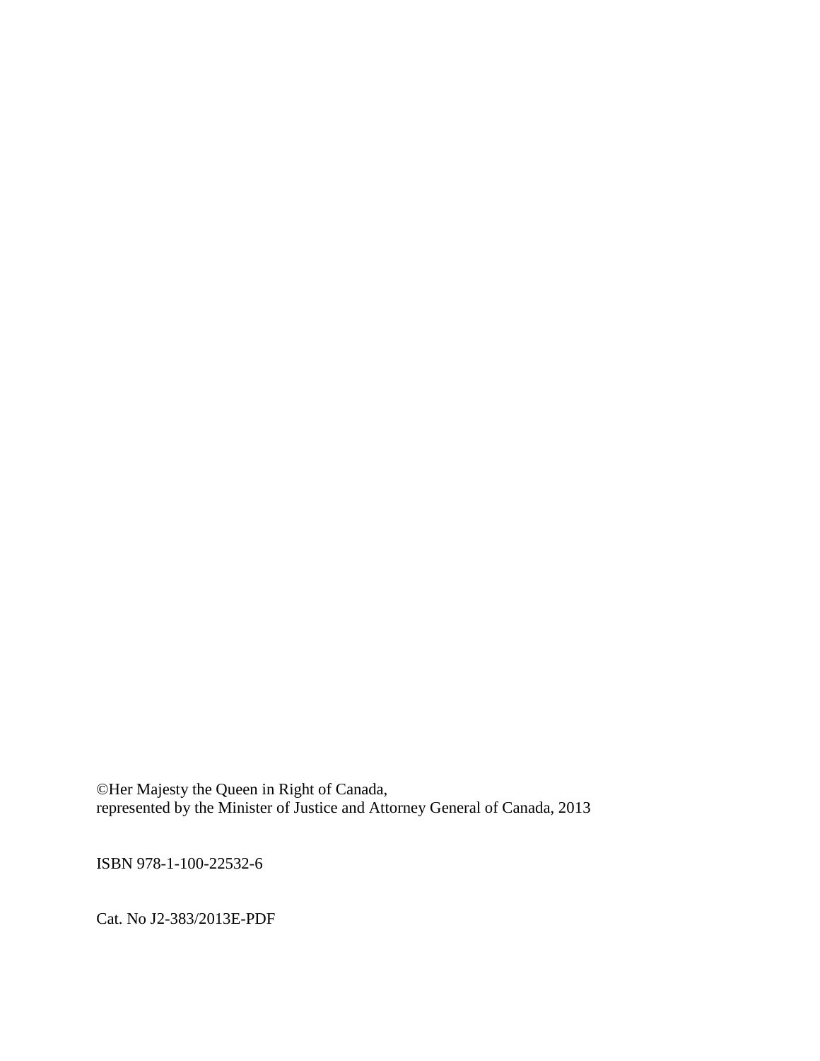©Her Majesty the Queen in Right of Canada,
represented by the Minister of Justice and Attorney General of Canada, 2013

ISBN 978-1-100-22532-6

Cat. No J2-383/2013E-PDF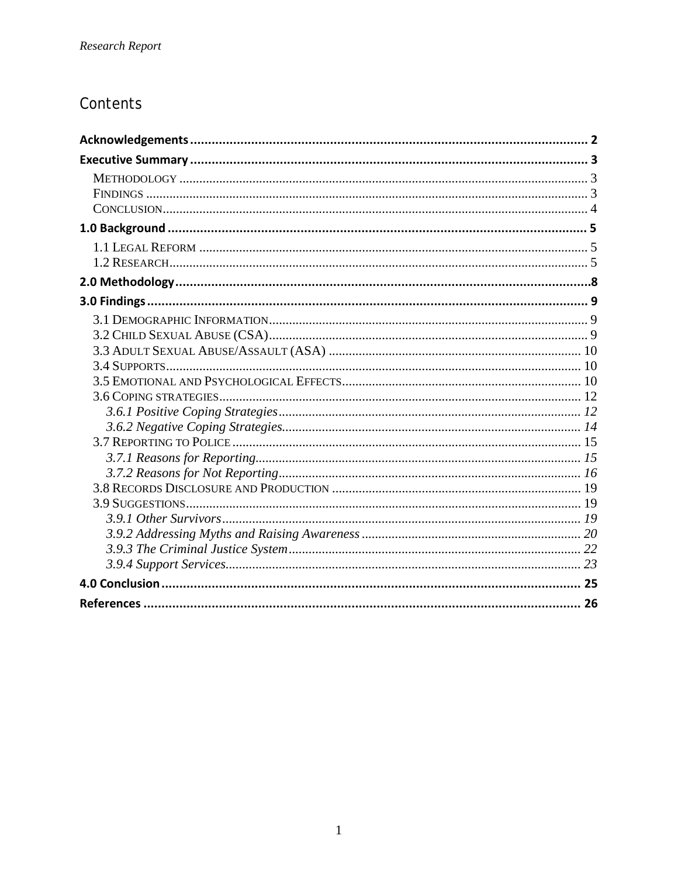# Contents

**Acknowledgements** ........................................................................................................ **2**

**Executive Summary** ........................................................................................................ **3**

METHODOLOGY ........................................................................................................ 3

FINDINGS ........................................................................................................ 3

CONCLUSION ........................................................................................................ 4

**1.0 Background** ........................................................................................................ **5**

1.1 LEGAL REFORM ........................................................................................................ 5

1.2 RESEARCH ........................................................................................................ 5

**2.0 Methodology** ........................................................................................................ **8**

**3.0 Findings** ........................................................................................................ **9**

3.1 DEMOGRAPHIC INFORMATION ........................................................................................................ 9

3.2 CHILD SEXUAL ABUSE (CSA) ........................................................................................................ 9

3.3 ADULT SEXUAL ABUSE/ASSAULT (ASA) ........................................................................................................ 10

3.4 SUPPORTS ........................................................................................................ 10

3.5 EMOTIONAL AND PSYCHOLOGICAL EFFECTS ........................................................................................................ 10

3.6 COPING STRATEGIES ........................................................................................................ 12

*3.6.1 Positive Coping Strategies* ........................................................................................................ *12*

*3.6.2 Negative Coping Strategies* ........................................................................................................ *14*

3.7 REPORTING TO POLICE ........................................................................................................ 15

*3.7.1 Reasons for Reporting* ........................................................................................................ *15*

*3.7.2 Reasons for Not Reporting* ........................................................................................................ *16*

3.8 RECORDS DISCLOSURE AND PRODUCTION ........................................................................................................ 19

3.9 SUGGESTIONS ........................................................................................................ 19

*3.9.1 Other Survivors* ........................................................................................................ *19*

*3.9.2 Addressing Myths and Raising Awareness* ........................................................................................................ *20*

*3.9.3 The Criminal Justice System* ........................................................................................................ *22*

*3.9.4 Support Services* ........................................................................................................ *23*

**4.0 Conclusion** ........................................................................................................ **25**

**References** ........................................................................................................ **26**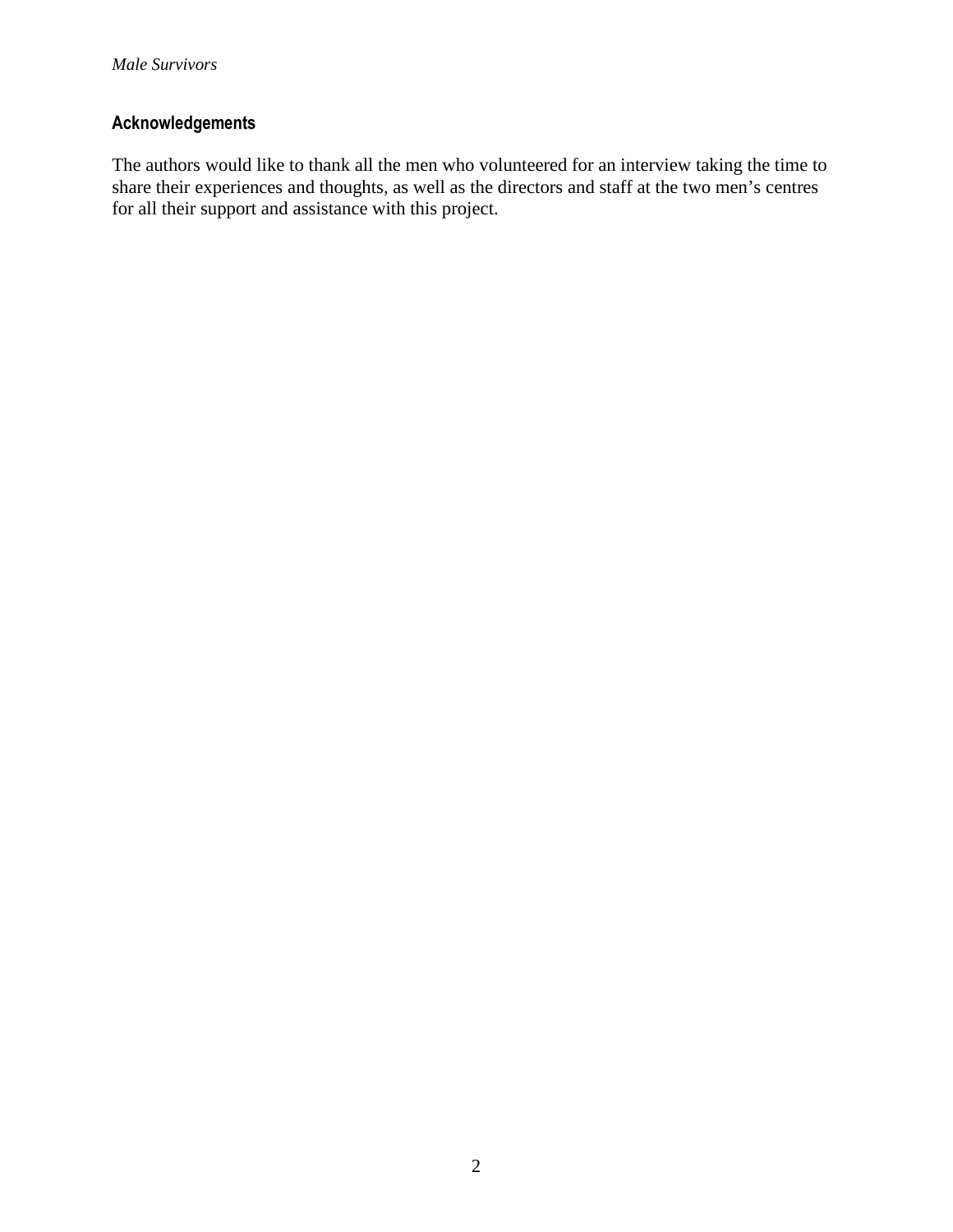## Acknowledgements

The authors would like to thank all the men who volunteered for an interview taking the time to share their experiences and thoughts, as well as the directors and staff at the two men's centres for all their support and assistance with this project.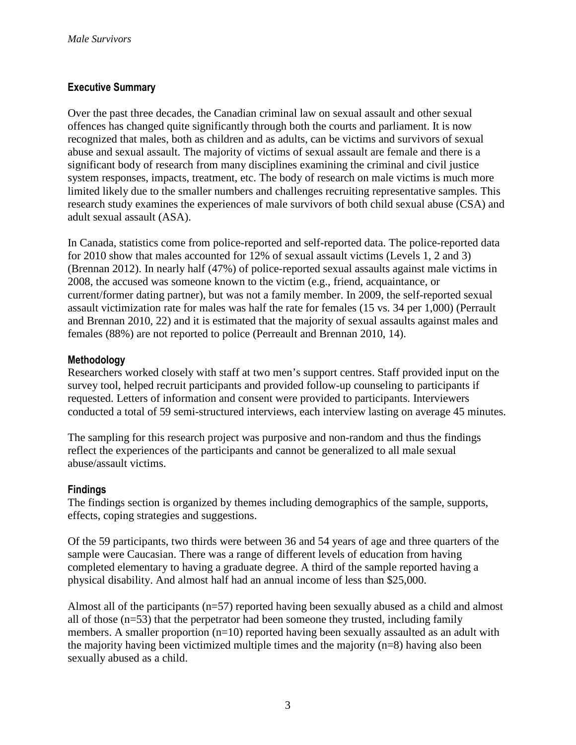## Executive Summary

Over the past three decades, the Canadian criminal law on sexual assault and other sexual offences has changed quite significantly through both the courts and parliament. It is now recognized that males, both as children and as adults, can be victims and survivors of sexual abuse and sexual assault. The majority of victims of sexual assault are female and there is a significant body of research from many disciplines examining the criminal and civil justice system responses, impacts, treatment, etc. The body of research on male victims is much more limited likely due to the smaller numbers and challenges recruiting representative samples. This research study examines the experiences of male survivors of both child sexual abuse (CSA) and adult sexual assault (ASA).

In Canada, statistics come from police-reported and self-reported data. The police-reported data for 2010 show that males accounted for 12% of sexual assault victims (Levels 1, 2 and 3) (Brennan 2012). In nearly half (47%) of police-reported sexual assaults against male victims in 2008, the accused was someone known to the victim (e.g., friend, acquaintance, or current/former dating partner), but was not a family member. In 2009, the self-reported sexual assault victimization rate for males was half the rate for females (15 vs. 34 per 1,000) (Perrault and Brennan 2010, 22) and it is estimated that the majority of sexual assaults against males and females (88%) are not reported to police (Perreault and Brennan 2010, 14).

### Methodology

Researchers worked closely with staff at two men's support centres. Staff provided input on the survey tool, helped recruit participants and provided follow-up counseling to participants if requested. Letters of information and consent were provided to participants. Interviewers conducted a total of 59 semi-structured interviews, each interview lasting on average 45 minutes.

The sampling for this research project was purposive and non-random and thus the findings reflect the experiences of the participants and cannot be generalized to all male sexual abuse/assault victims.

### Findings

The findings section is organized by themes including demographics of the sample, supports, effects, coping strategies and suggestions.

Of the 59 participants, two thirds were between 36 and 54 years of age and three quarters of the sample were Caucasian. There was a range of different levels of education from having completed elementary to having a graduate degree. A third of the sample reported having a physical disability. And almost half had an annual income of less than $25,000.

Almost all of the participants (n=57) reported having been sexually abused as a child and almost all of those (n=53) that the perpetrator had been someone they trusted, including family members. A smaller proportion (n=10) reported having been sexually assaulted as an adult with the majority having been victimized multiple times and the majority (n=8) having also been sexually abused as a child.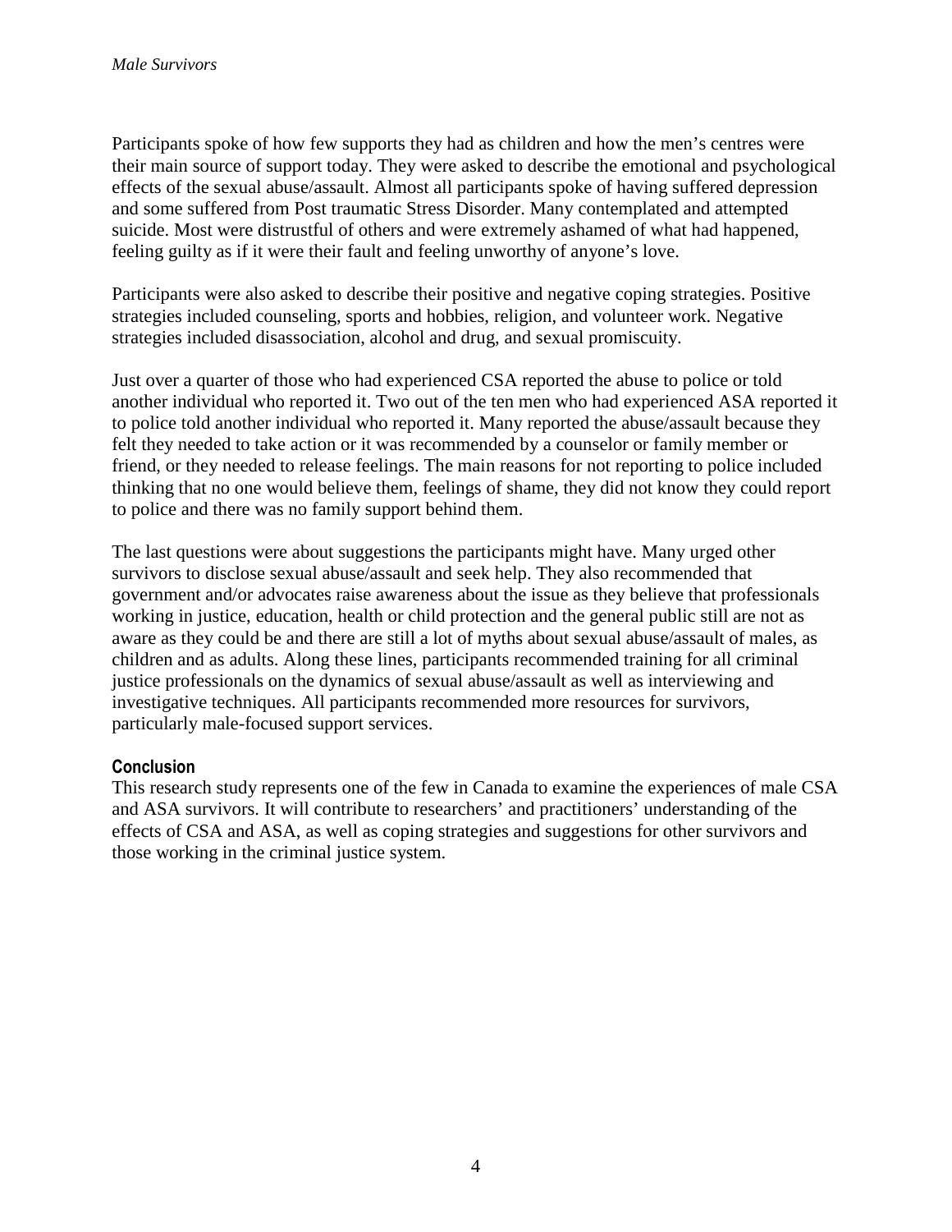Participants spoke of how few supports they had as children and how the men's centres were their main source of support today. They were asked to describe the emotional and psychological effects of the sexual abuse/assault. Almost all participants spoke of having suffered depression and some suffered from Post traumatic Stress Disorder. Many contemplated and attempted suicide. Most were distrustful of others and were extremely ashamed of what had happened, feeling guilty as if it were their fault and feeling unworthy of anyone's love.

Participants were also asked to describe their positive and negative coping strategies. Positive strategies included counseling, sports and hobbies, religion, and volunteer work. Negative strategies included disassociation, alcohol and drug, and sexual promiscuity.

Just over a quarter of those who had experienced CSA reported the abuse to police or told another individual who reported it. Two out of the ten men who had experienced ASA reported it to police told another individual who reported it. Many reported the abuse/assault because they felt they needed to take action or it was recommended by a counselor or family member or friend, or they needed to release feelings. The main reasons for not reporting to police included thinking that no one would believe them, feelings of shame, they did not know they could report to police and there was no family support behind them.

The last questions were about suggestions the participants might have. Many urged other survivors to disclose sexual abuse/assault and seek help. They also recommended that government and/or advocates raise awareness about the issue as they believe that professionals working in justice, education, health or child protection and the general public still are not as aware as they could be and there are still a lot of myths about sexual abuse/assault of males, as children and as adults. Along these lines, participants recommended training for all criminal justice professionals on the dynamics of sexual abuse/assault as well as interviewing and investigative techniques. All participants recommended more resources for survivors, particularly male-focused support services.

### Conclusion

This research study represents one of the few in Canada to examine the experiences of male CSA and ASA survivors. It will contribute to researchers' and practitioners' understanding of the effects of CSA and ASA, as well as coping strategies and suggestions for other survivors and those working in the criminal justice system.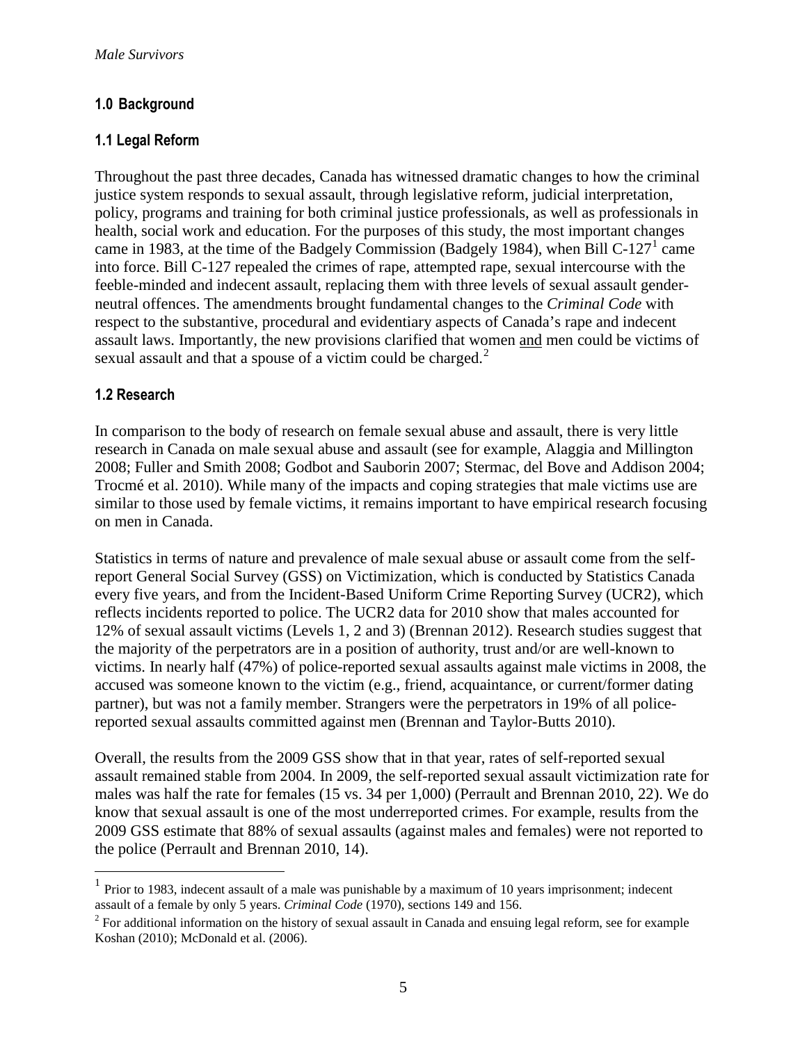## 1.0 Background

### 1.1 Legal Reform

Throughout the past three decades, Canada has witnessed dramatic changes to how the criminal justice system responds to sexual assault, through legislative reform, judicial interpretation, policy, programs and training for both criminal justice professionals, as well as professionals in health, social work and education. For the purposes of this study, the most important changes came in 1983, at the time of the Badgely Commission (Badgely 1984), when Bill C-127[1] came into force. Bill C-127 repealed the crimes of rape, attempted rape, sexual intercourse with the feeble-minded and indecent assault, replacing them with three levels of sexual assault gender-neutral offences. The amendments brought fundamental changes to the *Criminal Code* with respect to the substantive, procedural and evidentiary aspects of Canada's rape and indecent assault laws. Importantly, the new provisions clarified that women <u>and</u> men could be victims of sexual assault and that a spouse of a victim could be charged.[2]

### 1.2 Research

In comparison to the body of research on female sexual abuse and assault, there is very little research in Canada on male sexual abuse and assault (see for example, Alaggia and Millington 2008; Fuller and Smith 2008; Godbot and Sauborin 2007; Stermac, del Bove and Addison 2004; Trocmé et al. 2010). While many of the impacts and coping strategies that male victims use are similar to those used by female victims, it remains important to have empirical research focusing on men in Canada.

Statistics in terms of nature and prevalence of male sexual abuse or assault come from the self-report General Social Survey (GSS) on Victimization, which is conducted by Statistics Canada every five years, and from the Incident-Based Uniform Crime Reporting Survey (UCR2), which reflects incidents reported to police. The UCR2 data for 2010 show that males accounted for 12% of sexual assault victims (Levels 1, 2 and 3) (Brennan 2012). Research studies suggest that the majority of the perpetrators are in a position of authority, trust and/or are well-known to victims. In nearly half (47%) of police-reported sexual assaults against male victims in 2008, the accused was someone known to the victim (e.g., friend, acquaintance, or current/former dating partner), but was not a family member. Strangers were the perpetrators in 19% of all police-reported sexual assaults committed against men (Brennan and Taylor-Butts 2010).

Overall, the results from the 2009 GSS show that in that year, rates of self-reported sexual assault remained stable from 2004. In 2009, the self-reported sexual assault victimization rate for males was half the rate for females (15 vs. 34 per 1,000) (Perrault and Brennan 2010, 22). We do know that sexual assault is one of the most underreported crimes. For example, results from the 2009 GSS estimate that 88% of sexual assaults (against males and females) were not reported to the police (Perrault and Brennan 2010, 14).

---

[1] Prior to 1983, indecent assault of a male was punishable by a maximum of 10 years imprisonment; indecent assault of a female by only 5 years. *Criminal Code* (1970), sections 149 and 156.

[2] For additional information on the history of sexual assault in Canada and ensuing legal reform, see for example Koshan (2010); McDonald et al. (2006).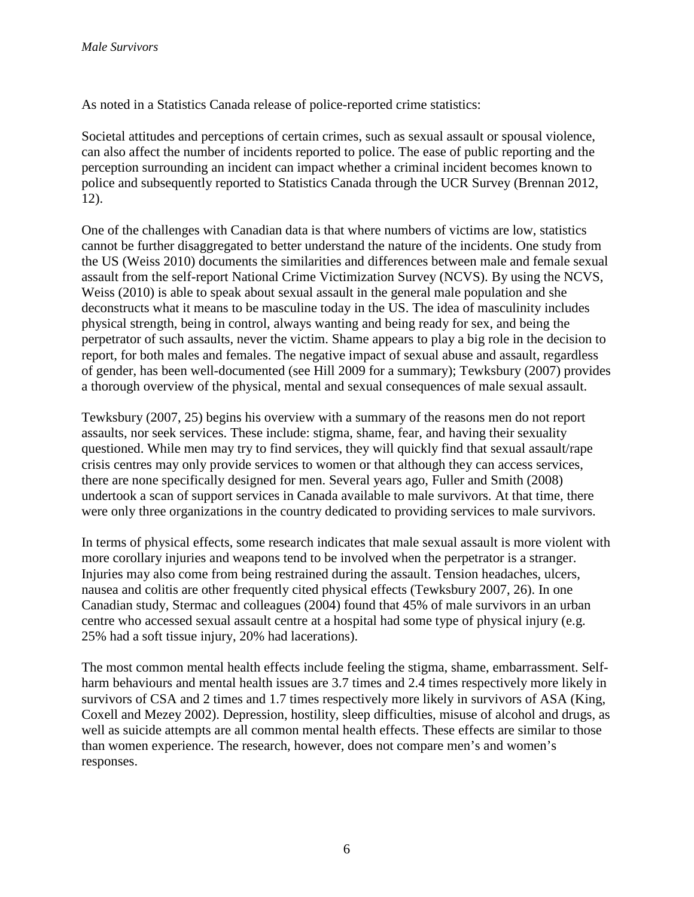As noted in a Statistics Canada release of police-reported crime statistics:

Societal attitudes and perceptions of certain crimes, such as sexual assault or spousal violence, can also affect the number of incidents reported to police. The ease of public reporting and the perception surrounding an incident can impact whether a criminal incident becomes known to police and subsequently reported to Statistics Canada through the UCR Survey (Brennan 2012, 12).

One of the challenges with Canadian data is that where numbers of victims are low, statistics cannot be further disaggregated to better understand the nature of the incidents. One study from the US (Weiss 2010) documents the similarities and differences between male and female sexual assault from the self-report National Crime Victimization Survey (NCVS). By using the NCVS, Weiss (2010) is able to speak about sexual assault in the general male population and she deconstructs what it means to be masculine today in the US. The idea of masculinity includes physical strength, being in control, always wanting and being ready for sex, and being the perpetrator of such assaults, never the victim. Shame appears to play a big role in the decision to report, for both males and females. The negative impact of sexual abuse and assault, regardless of gender, has been well-documented (see Hill 2009 for a summary); Tewksbury (2007) provides a thorough overview of the physical, mental and sexual consequences of male sexual assault.

Tewksbury (2007, 25) begins his overview with a summary of the reasons men do not report assaults, nor seek services. These include: stigma, shame, fear, and having their sexuality questioned. While men may try to find services, they will quickly find that sexual assault/rape crisis centres may only provide services to women or that although they can access services, there are none specifically designed for men. Several years ago, Fuller and Smith (2008) undertook a scan of support services in Canada available to male survivors. At that time, there were only three organizations in the country dedicated to providing services to male survivors.

In terms of physical effects, some research indicates that male sexual assault is more violent with more corollary injuries and weapons tend to be involved when the perpetrator is a stranger. Injuries may also come from being restrained during the assault. Tension headaches, ulcers, nausea and colitis are other frequently cited physical effects (Tewksbury 2007, 26). In one Canadian study, Stermac and colleagues (2004) found that 45% of male survivors in an urban centre who accessed sexual assault centre at a hospital had some type of physical injury (e.g. 25% had a soft tissue injury, 20% had lacerations).

The most common mental health effects include feeling the stigma, shame, embarrassment. Self-harm behaviours and mental health issues are 3.7 times and 2.4 times respectively more likely in survivors of CSA and 2 times and 1.7 times respectively more likely in survivors of ASA (King, Coxell and Mezey 2002). Depression, hostility, sleep difficulties, misuse of alcohol and drugs, as well as suicide attempts are all common mental health effects. These effects are similar to those than women experience. The research, however, does not compare men's and women's responses.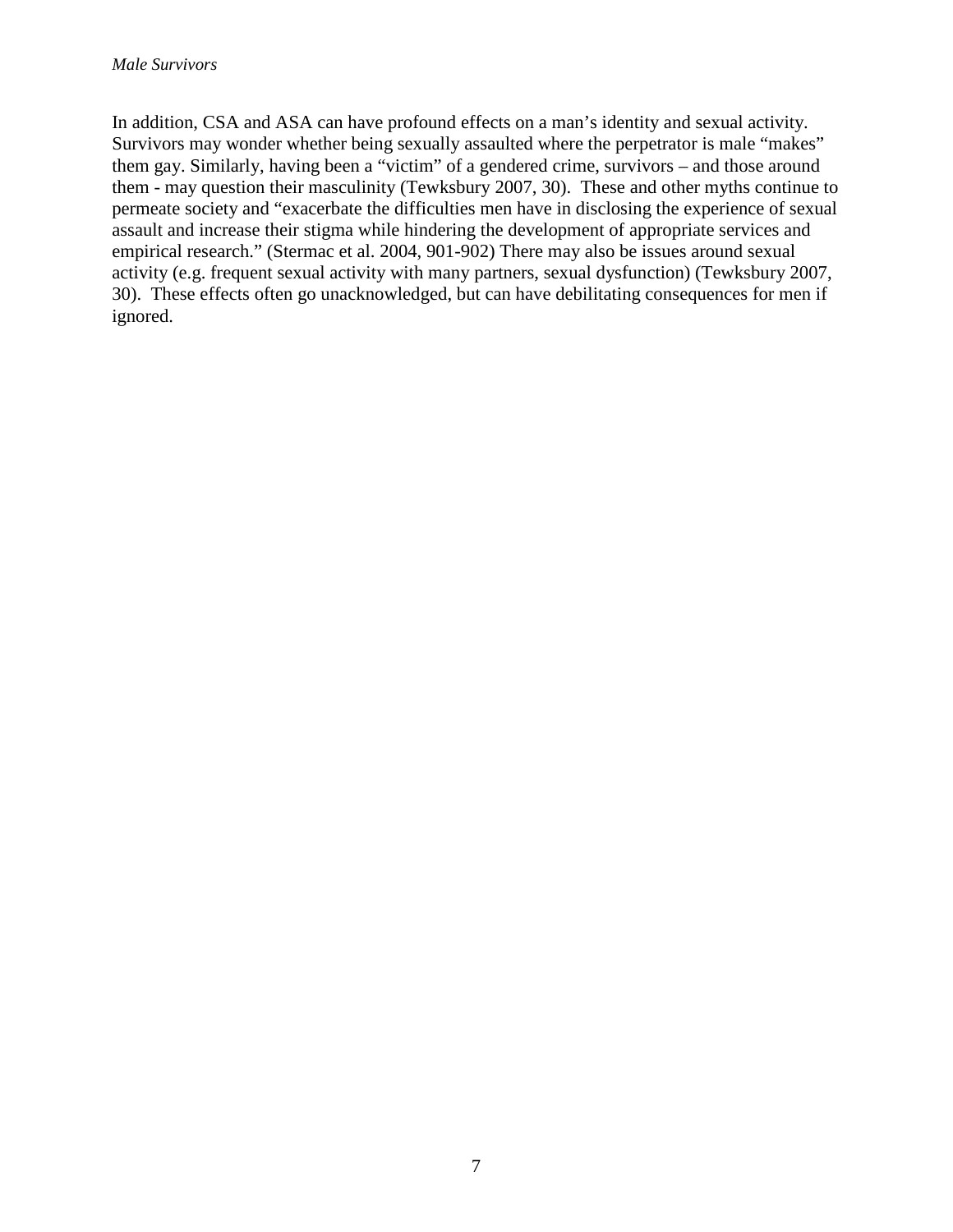In addition, CSA and ASA can have profound effects on a man's identity and sexual activity. Survivors may wonder whether being sexually assaulted where the perpetrator is male "makes" them gay. Similarly, having been a "victim" of a gendered crime, survivors – and those around them - may question their masculinity (Tewksbury 2007, 30). These and other myths continue to permeate society and "exacerbate the difficulties men have in disclosing the experience of sexual assault and increase their stigma while hindering the development of appropriate services and empirical research." (Stermac et al. 2004, 901-902) There may also be issues around sexual activity (e.g. frequent sexual activity with many partners, sexual dysfunction) (Tewksbury 2007, 30). These effects often go unacknowledged, but can have debilitating consequences for men if ignored.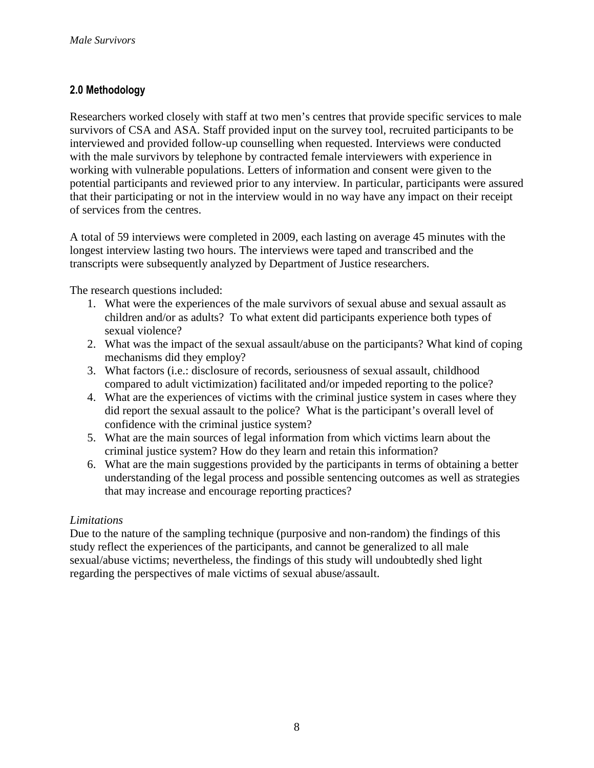## 2.0 Methodology

Researchers worked closely with staff at two men's centres that provide specific services to male survivors of CSA and ASA. Staff provided input on the survey tool, recruited participants to be interviewed and provided follow-up counselling when requested. Interviews were conducted with the male survivors by telephone by contracted female interviewers with experience in working with vulnerable populations. Letters of information and consent were given to the potential participants and reviewed prior to any interview. In particular, participants were assured that their participating or not in the interview would in no way have any impact on their receipt of services from the centres.

A total of 59 interviews were completed in 2009, each lasting on average 45 minutes with the longest interview lasting two hours. The interviews were taped and transcribed and the transcripts were subsequently analyzed by Department of Justice researchers.

The research questions included:

1. What were the experiences of the male survivors of sexual abuse and sexual assault as children and/or as adults? To what extent did participants experience both types of sexual violence?
2. What was the impact of the sexual assault/abuse on the participants? What kind of coping mechanisms did they employ?
3. What factors (i.e.: disclosure of records, seriousness of sexual assault, childhood compared to adult victimization) facilitated and/or impeded reporting to the police?
4. What are the experiences of victims with the criminal justice system in cases where they did report the sexual assault to the police? What is the participant's overall level of confidence with the criminal justice system?
5. What are the main sources of legal information from which victims learn about the criminal justice system? How do they learn and retain this information?
6. What are the main suggestions provided by the participants in terms of obtaining a better understanding of the legal process and possible sentencing outcomes as well as strategies that may increase and encourage reporting practices?

*Limitations*

Due to the nature of the sampling technique (purposive and non-random) the findings of this study reflect the experiences of the participants, and cannot be generalized to all male sexual/abuse victims; nevertheless, the findings of this study will undoubtedly shed light regarding the perspectives of male victims of sexual abuse/assault.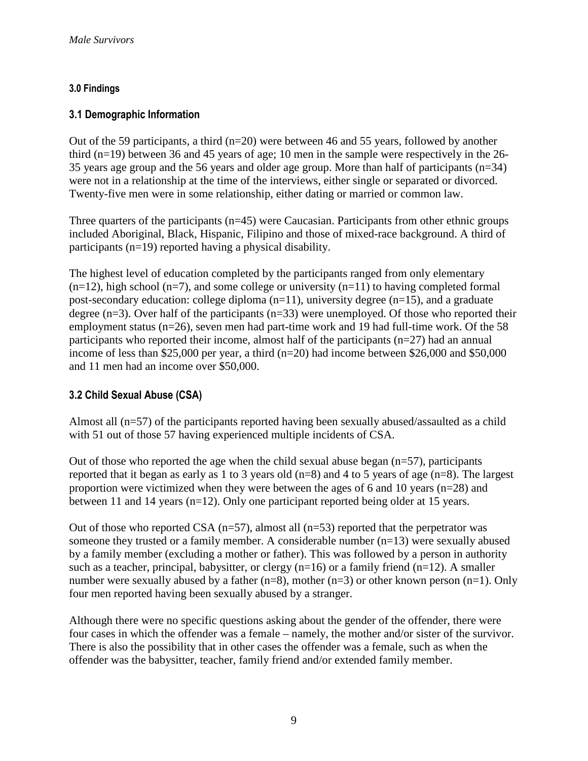### 3.0 Findings

### 3.1 Demographic Information

Out of the 59 participants, a third (n=20) were between 46 and 55 years, followed by another third (n=19) between 36 and 45 years of age; 10 men in the sample were respectively in the 26-35 years age group and the 56 years and older age group. More than half of participants (n=34) were not in a relationship at the time of the interviews, either single or separated or divorced. Twenty-five men were in some relationship, either dating or married or common law.

Three quarters of the participants (n=45) were Caucasian. Participants from other ethnic groups included Aboriginal, Black, Hispanic, Filipino and those of mixed-race background. A third of participants (n=19) reported having a physical disability.

The highest level of education completed by the participants ranged from only elementary (n=12), high school (n=7), and some college or university (n=11) to having completed formal post-secondary education: college diploma (n=11), university degree (n=15), and a graduate degree (n=3). Over half of the participants (n=33) were unemployed. Of those who reported their employment status (n=26), seven men had part-time work and 19 had full-time work. Of the 58 participants who reported their income, almost half of the participants (n=27) had an annual income of less than $25,000 per year, a third (n=20) had income between $26,000 and $50,000 and 11 men had an income over $50,000.

### 3.2 Child Sexual Abuse (CSA)

Almost all (n=57) of the participants reported having been sexually abused/assaulted as a child with 51 out of those 57 having experienced multiple incidents of CSA.

Out of those who reported the age when the child sexual abuse began (n=57), participants reported that it began as early as 1 to 3 years old (n=8) and 4 to 5 years of age (n=8). The largest proportion were victimized when they were between the ages of 6 and 10 years (n=28) and between 11 and 14 years (n=12). Only one participant reported being older at 15 years.

Out of those who reported CSA (n=57), almost all (n=53) reported that the perpetrator was someone they trusted or a family member. A considerable number (n=13) were sexually abused by a family member (excluding a mother or father). This was followed by a person in authority such as a teacher, principal, babysitter, or clergy (n=16) or a family friend (n=12). A smaller number were sexually abused by a father (n=8), mother (n=3) or other known person (n=1). Only four men reported having been sexually abused by a stranger.

Although there were no specific questions asking about the gender of the offender, there were four cases in which the offender was a female – namely, the mother and/or sister of the survivor. There is also the possibility that in other cases the offender was a female, such as when the offender was the babysitter, teacher, family friend and/or extended family member.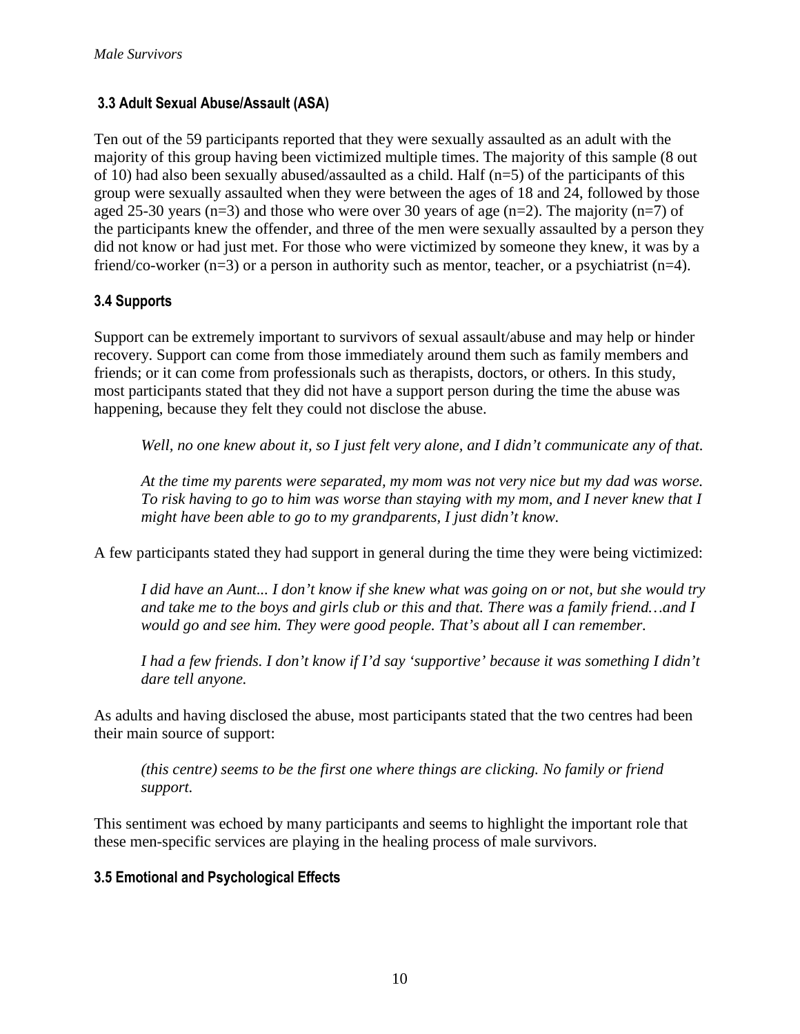### 3.3 Adult Sexual Abuse/Assault (ASA)

Ten out of the 59 participants reported that they were sexually assaulted as an adult with the majority of this group having been victimized multiple times. The majority of this sample (8 out of 10) had also been sexually abused/assaulted as a child. Half (n=5) of the participants of this group were sexually assaulted when they were between the ages of 18 and 24, followed by those aged 25-30 years (n=3) and those who were over 30 years of age (n=2). The majority (n=7) of the participants knew the offender, and three of the men were sexually assaulted by a person they did not know or had just met. For those who were victimized by someone they knew, it was by a friend/co-worker (n=3) or a person in authority such as mentor, teacher, or a psychiatrist (n=4).

### 3.4 Supports

Support can be extremely important to survivors of sexual assault/abuse and may help or hinder recovery. Support can come from those immediately around them such as family members and friends; or it can come from professionals such as therapists, doctors, or others. In this study, most participants stated that they did not have a support person during the time the abuse was happening, because they felt they could not disclose the abuse.

> *Well, no one knew about it, so I just felt very alone, and I didn't communicate any of that.*
>
> *At the time my parents were separated, my mom was not very nice but my dad was worse. To risk having to go to him was worse than staying with my mom, and I never knew that I might have been able to go to my grandparents, I just didn't know.*

A few participants stated they had support in general during the time they were being victimized:

> *I did have an Aunt... I don't know if she knew what was going on or not, but she would try and take me to the boys and girls club or this and that. There was a family friend…and I would go and see him. They were good people. That's about all I can remember.*
>
> *I had a few friends. I don't know if I'd say 'supportive' because it was something I didn't dare tell anyone.*

As adults and having disclosed the abuse, most participants stated that the two centres had been their main source of support:

> *(this centre) seems to be the first one where things are clicking. No family or friend support.*

This sentiment was echoed by many participants and seems to highlight the important role that these men-specific services are playing in the healing process of male survivors.

### 3.5 Emotional and Psychological Effects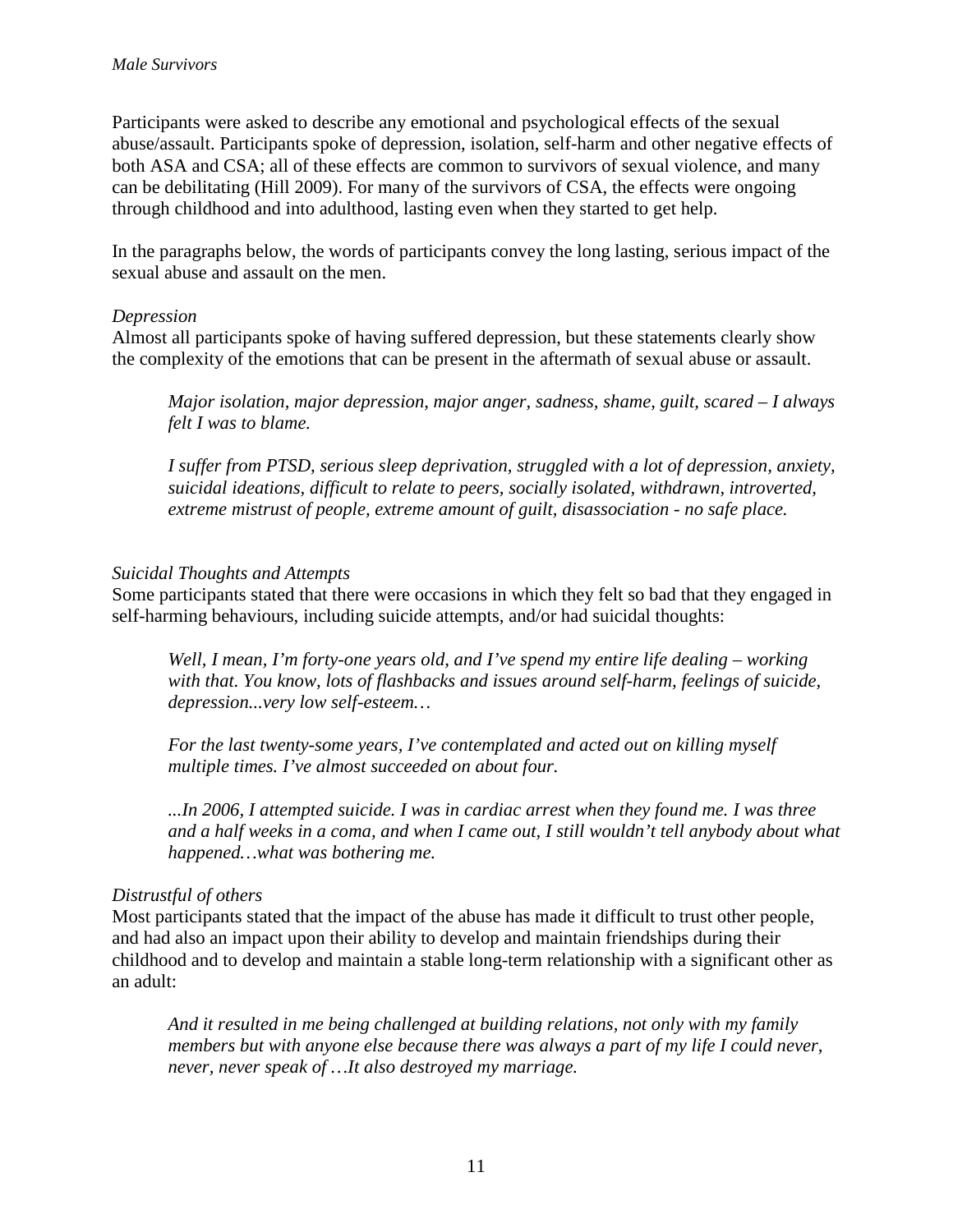Participants were asked to describe any emotional and psychological effects of the sexual abuse/assault. Participants spoke of depression, isolation, self-harm and other negative effects of both ASA and CSA; all of these effects are common to survivors of sexual violence, and many can be debilitating (Hill 2009). For many of the survivors of CSA, the effects were ongoing through childhood and into adulthood, lasting even when they started to get help.

In the paragraphs below, the words of participants convey the long lasting, serious impact of the sexual abuse and assault on the men.

*Depression*

Almost all participants spoke of having suffered depression, but these statements clearly show the complexity of the emotions that can be present in the aftermath of sexual abuse or assault.

> *Major isolation, major depression, major anger, sadness, shame, guilt, scared – I always felt I was to blame.*

> *I suffer from PTSD, serious sleep deprivation, struggled with a lot of depression, anxiety, suicidal ideations, difficult to relate to peers, socially isolated, withdrawn, introverted, extreme mistrust of people, extreme amount of guilt, disassociation - no safe place.*

*Suicidal Thoughts and Attempts*

Some participants stated that there were occasions in which they felt so bad that they engaged in self-harming behaviours, including suicide attempts, and/or had suicidal thoughts:

> *Well, I mean, I'm forty-one years old, and I've spend my entire life dealing – working with that. You know, lots of flashbacks and issues around self-harm, feelings of suicide, depression...very low self-esteem…*

> *For the last twenty-some years, I've contemplated and acted out on killing myself multiple times. I've almost succeeded on about four.*

> *...In 2006, I attempted suicide. I was in cardiac arrest when they found me. I was three and a half weeks in a coma, and when I came out, I still wouldn't tell anybody about what happened…what was bothering me.*

*Distrustful of others*

Most participants stated that the impact of the abuse has made it difficult to trust other people, and had also an impact upon their ability to develop and maintain friendships during their childhood and to develop and maintain a stable long-term relationship with a significant other as an adult:

> *And it resulted in me being challenged at building relations, not only with my family members but with anyone else because there was always a part of my life I could never, never, never speak of …It also destroyed my marriage.*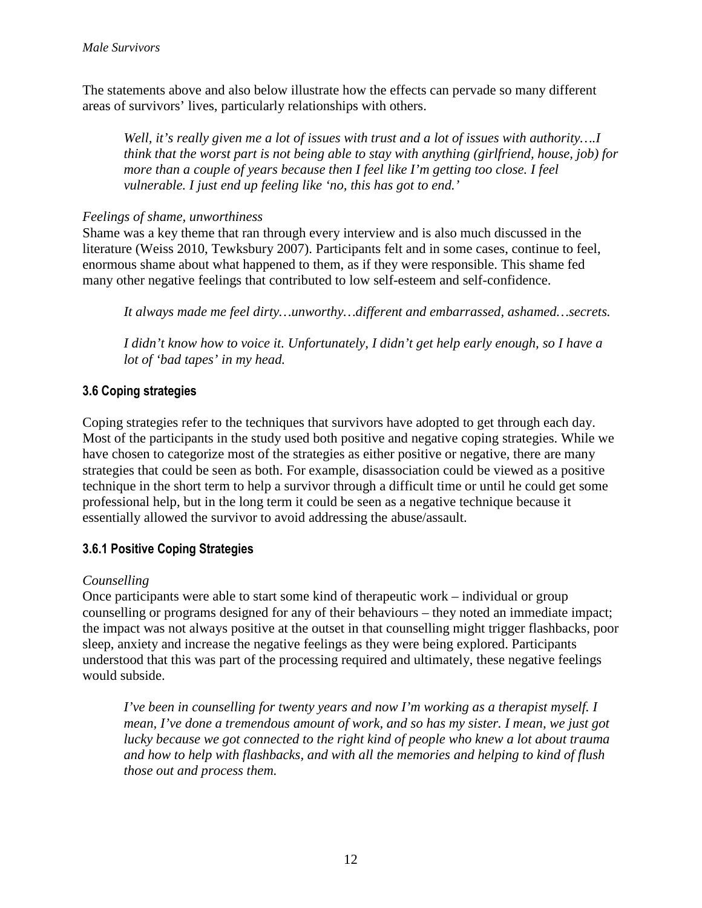The statements above and also below illustrate how the effects can pervade so many different areas of survivors' lives, particularly relationships with others.

> *Well, it's really given me a lot of issues with trust and a lot of issues with authority….I think that the worst part is not being able to stay with anything (girlfriend, house, job) for more than a couple of years because then I feel like I'm getting too close. I feel vulnerable. I just end up feeling like 'no, this has got to end.'*

*Feelings of shame, unworthiness*

Shame was a key theme that ran through every interview and is also much discussed in the literature (Weiss 2010, Tewksbury 2007). Participants felt and in some cases, continue to feel, enormous shame about what happened to them, as if they were responsible. This shame fed many other negative feelings that contributed to low self-esteem and self-confidence.

> *It always made me feel dirty…unworthy…different and embarrassed, ashamed…secrets.*

> *I didn't know how to voice it. Unfortunately, I didn't get help early enough, so I have a lot of 'bad tapes' in my head.*

### 3.6 Coping strategies

Coping strategies refer to the techniques that survivors have adopted to get through each day. Most of the participants in the study used both positive and negative coping strategies. While we have chosen to categorize most of the strategies as either positive or negative, there are many strategies that could be seen as both. For example, disassociation could be viewed as a positive technique in the short term to help a survivor through a difficult time or until he could get some professional help, but in the long term it could be seen as a negative technique because it essentially allowed the survivor to avoid addressing the abuse/assault.

#### 3.6.1 Positive Coping Strategies

*Counselling*

Once participants were able to start some kind of therapeutic work – individual or group counselling or programs designed for any of their behaviours – they noted an immediate impact; the impact was not always positive at the outset in that counselling might trigger flashbacks, poor sleep, anxiety and increase the negative feelings as they were being explored. Participants understood that this was part of the processing required and ultimately, these negative feelings would subside.

> *I've been in counselling for twenty years and now I'm working as a therapist myself. I mean, I've done a tremendous amount of work, and so has my sister. I mean, we just got lucky because we got connected to the right kind of people who knew a lot about trauma and how to help with flashbacks, and with all the memories and helping to kind of flush those out and process them.*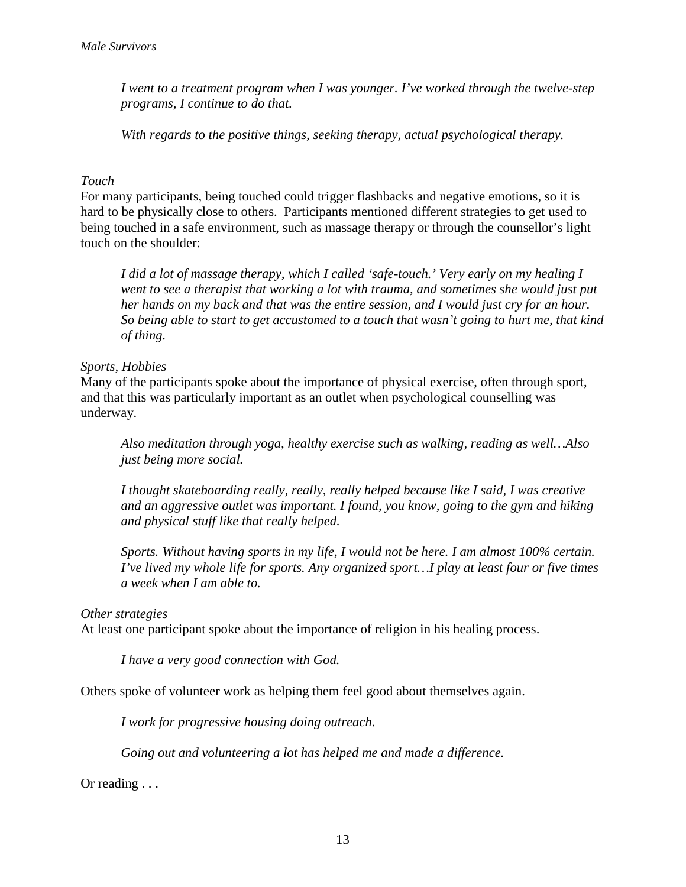> *I went to a treatment program when I was younger. I've worked through the twelve-step programs, I continue to do that.*

> *With regards to the positive things, seeking therapy, actual psychological therapy.*

*Touch*

For many participants, being touched could trigger flashbacks and negative emotions, so it is hard to be physically close to others. Participants mentioned different strategies to get used to being touched in a safe environment, such as massage therapy or through the counsellor's light touch on the shoulder:

> *I did a lot of massage therapy, which I called 'safe-touch.' Very early on my healing I went to see a therapist that working a lot with trauma, and sometimes she would just put her hands on my back and that was the entire session, and I would just cry for an hour. So being able to start to get accustomed to a touch that wasn't going to hurt me, that kind of thing.*

*Sports, Hobbies*

Many of the participants spoke about the importance of physical exercise, often through sport, and that this was particularly important as an outlet when psychological counselling was underway.

> *Also meditation through yoga, healthy exercise such as walking, reading as well…Also just being more social.*

> *I thought skateboarding really, really, really helped because like I said, I was creative and an aggressive outlet was important. I found, you know, going to the gym and hiking and physical stuff like that really helped.*

> *Sports. Without having sports in my life, I would not be here. I am almost 100% certain. I've lived my whole life for sports. Any organized sport…I play at least four or five times a week when I am able to.*

*Other strategies*

At least one participant spoke about the importance of religion in his healing process.

> *I have a very good connection with God.*

Others spoke of volunteer work as helping them feel good about themselves again.

> *I work for progressive housing doing outreach.*

> *Going out and volunteering a lot has helped me and made a difference.*

Or reading . . .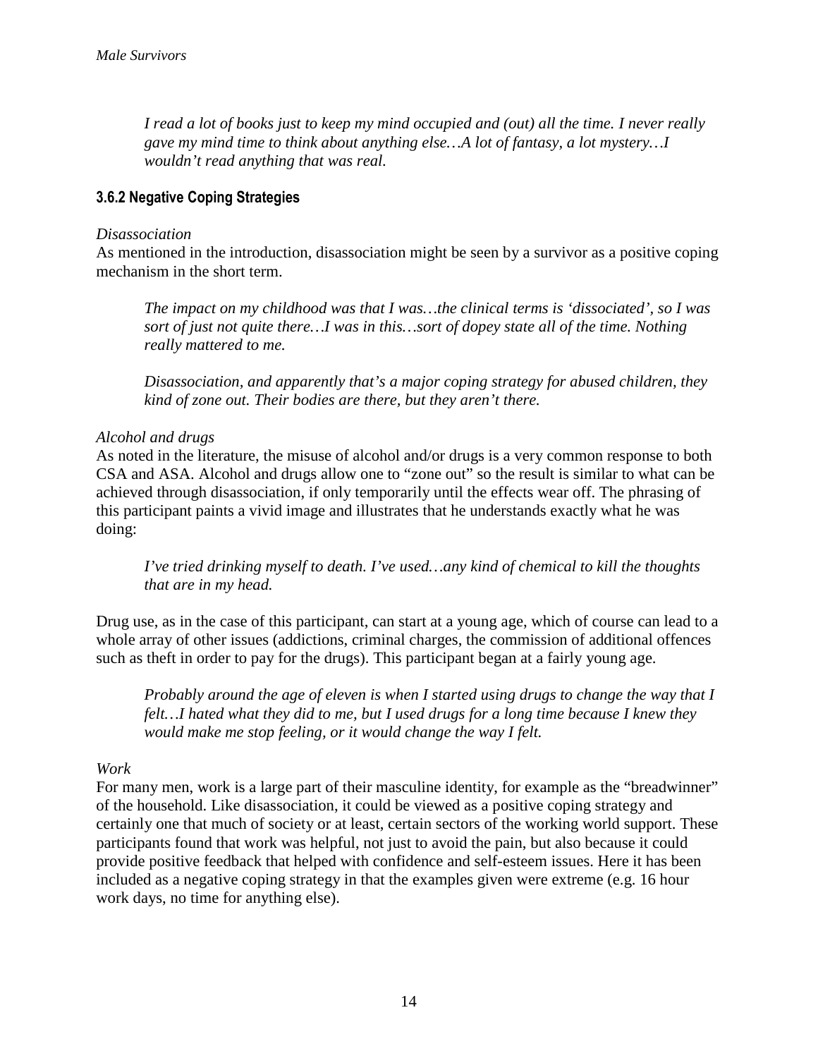*I read a lot of books just to keep my mind occupied and (out) all the time. I never really gave my mind time to think about anything else…A lot of fantasy, a lot mystery…I wouldn't read anything that was real.*

### 3.6.2 Negative Coping Strategies

*Disassociation*

As mentioned in the introduction, disassociation might be seen by a survivor as a positive coping mechanism in the short term.

> *The impact on my childhood was that I was…the clinical terms is 'dissociated', so I was sort of just not quite there…I was in this…sort of dopey state all of the time. Nothing really mattered to me.*

> *Disassociation, and apparently that's a major coping strategy for abused children, they kind of zone out. Their bodies are there, but they aren't there.*

*Alcohol and drugs*

As noted in the literature, the misuse of alcohol and/or drugs is a very common response to both CSA and ASA. Alcohol and drugs allow one to "zone out" so the result is similar to what can be achieved through disassociation, if only temporarily until the effects wear off. The phrasing of this participant paints a vivid image and illustrates that he understands exactly what he was doing:

> *I've tried drinking myself to death. I've used…any kind of chemical to kill the thoughts that are in my head.*

Drug use, as in the case of this participant, can start at a young age, which of course can lead to a whole array of other issues (addictions, criminal charges, the commission of additional offences such as theft in order to pay for the drugs). This participant began at a fairly young age.

> *Probably around the age of eleven is when I started using drugs to change the way that I felt…I hated what they did to me, but I used drugs for a long time because I knew they would make me stop feeling, or it would change the way I felt.*

*Work*

For many men, work is a large part of their masculine identity, for example as the "breadwinner" of the household. Like disassociation, it could be viewed as a positive coping strategy and certainly one that much of society or at least, certain sectors of the working world support. These participants found that work was helpful, not just to avoid the pain, but also because it could provide positive feedback that helped with confidence and self-esteem issues. Here it has been included as a negative coping strategy in that the examples given were extreme (e.g. 16 hour work days, no time for anything else).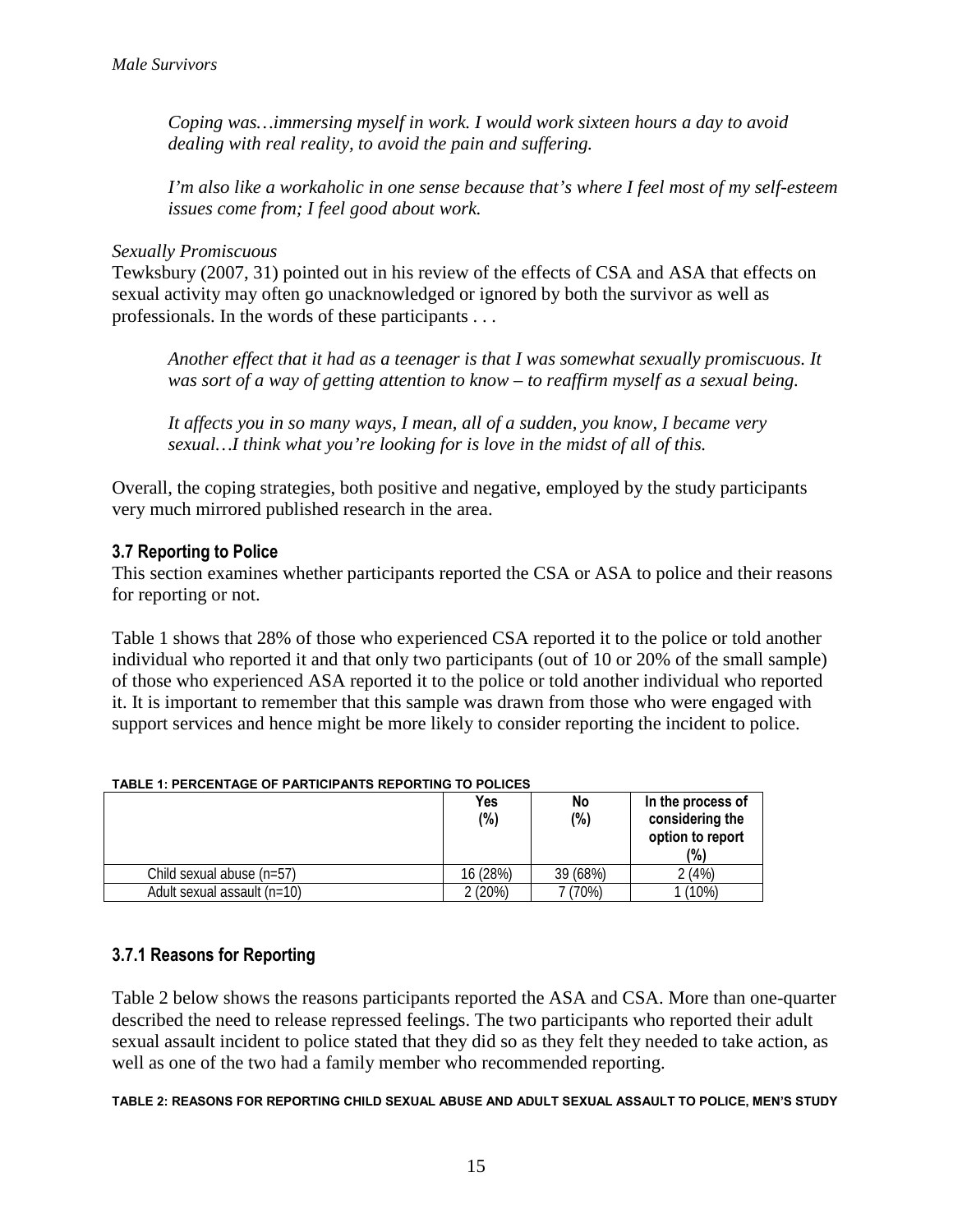*Coping was…immersing myself in work. I would work sixteen hours a day to avoid dealing with real reality, to avoid the pain and suffering.*

*I'm also like a workaholic in one sense because that's where I feel most of my self-esteem issues come from; I feel good about work.*

*Sexually Promiscuous*

Tewksbury (2007, 31) pointed out in his review of the effects of CSA and ASA that effects on sexual activity may often go unacknowledged or ignored by both the survivor as well as professionals. In the words of these participants . . .

*Another effect that it had as a teenager is that I was somewhat sexually promiscuous. It was sort of a way of getting attention to know – to reaffirm myself as a sexual being.*

*It affects you in so many ways, I mean, all of a sudden, you know, I became very sexual…I think what you're looking for is love in the midst of all of this.*

Overall, the coping strategies, both positive and negative, employed by the study participants very much mirrored published research in the area.

### 3.7 Reporting to Police

This section examines whether participants reported the CSA or ASA to police and their reasons for reporting or not.

Table 1 shows that 28% of those who experienced CSA reported it to the police or told another individual who reported it and that only two participants (out of 10 or 20% of the small sample) of those who experienced ASA reported it to the police or told another individual who reported it. It is important to remember that this sample was drawn from those who were engaged with support services and hence might be more likely to consider reporting the incident to police.

**TABLE 1: PERCENTAGE OF PARTICIPANTS REPORTING TO POLICES**

| | Yes (%) | No (%) | In the process of considering the option to report (%) |
|---|---|---|---|
| Child sexual abuse (n=57) | 16 (28%) | 39 (68%) | 2 (4%) |
| Adult sexual assault (n=10) | 2 (20%) | 7 (70%) | 1 (10%) |

### 3.7.1 Reasons for Reporting

Table 2 below shows the reasons participants reported the ASA and CSA. More than one-quarter described the need to release repressed feelings. The two participants who reported their adult sexual assault incident to police stated that they did so as they felt they needed to take action, as well as one of the two had a family member who recommended reporting.

**TABLE 2: REASONS FOR REPORTING CHILD SEXUAL ABUSE AND ADULT SEXUAL ASSAULT TO POLICE, MEN'S STUDY**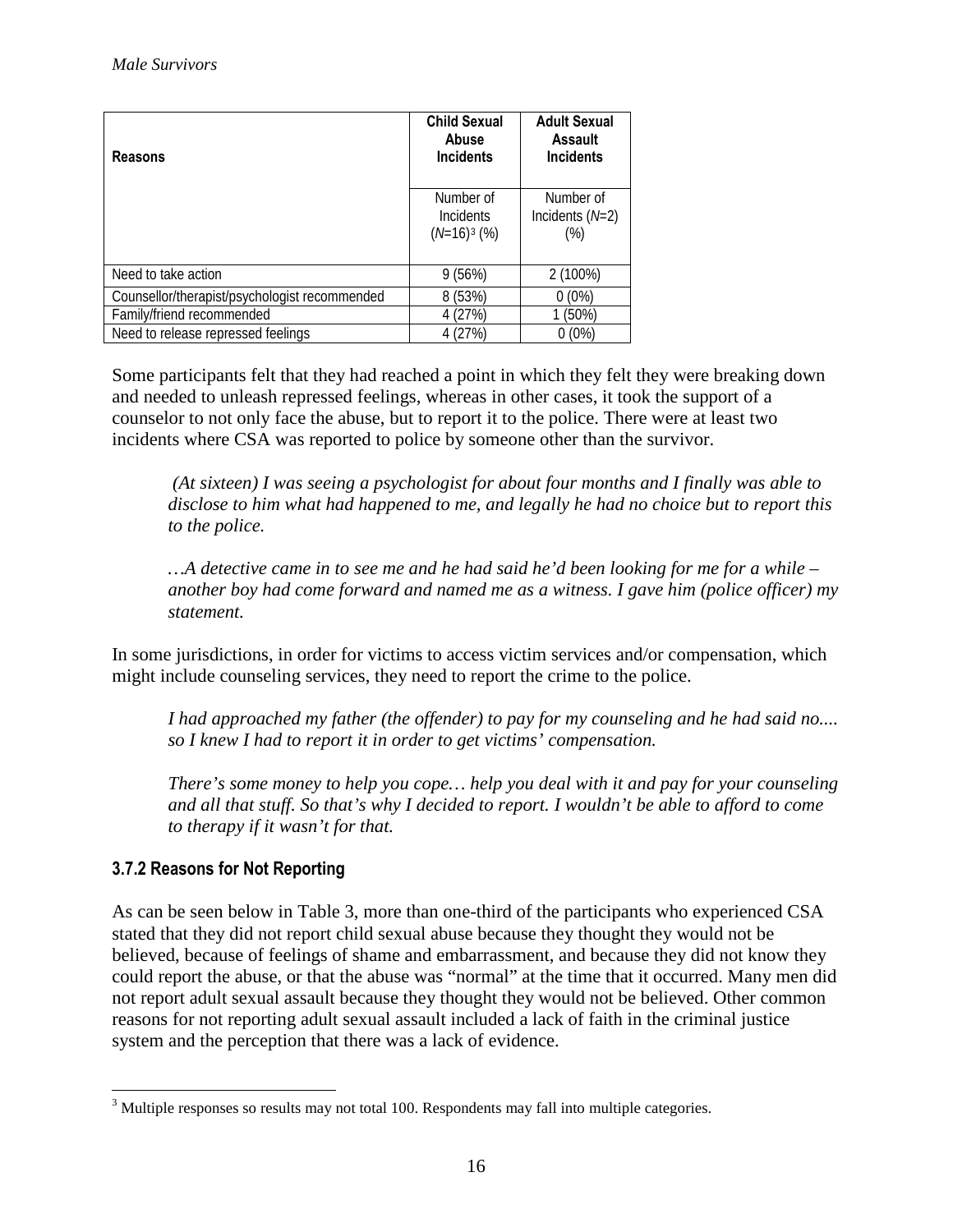| Reasons | Child Sexual Abuse Incidents | Adult Sexual Assault Incidents |
|---|---|---|
| | Number of Incidents (*N*=16)[3] (%) | Number of Incidents (*N*=2) (%) |
| Need to take action | 9 (56%) | 2 (100%) |
| Counsellor/therapist/psychologist recommended | 8 (53%) | 0 (0%) |
| Family/friend recommended | 4 (27%) | 1 (50%) |
| Need to release repressed feelings | 4 (27%) | 0 (0%) |

Some participants felt that they had reached a point in which they felt they were breaking down and needed to unleash repressed feelings, whereas in other cases, it took the support of a counselor to not only face the abuse, but to report it to the police. There were at least two incidents where CSA was reported to police by someone other than the survivor.

> *(At sixteen) I was seeing a psychologist for about four months and I finally was able to disclose to him what had happened to me, and legally he had no choice but to report this to the police.*
>
> *…A detective came in to see me and he had said he'd been looking for me for a while – another boy had come forward and named me as a witness. I gave him (police officer) my statement.*

In some jurisdictions, in order for victims to access victim services and/or compensation, which might include counseling services, they need to report the crime to the police.

> *I had approached my father (the offender) to pay for my counseling and he had said no.... so I knew I had to report it in order to get victims' compensation.*
>
> *There's some money to help you cope… help you deal with it and pay for your counseling and all that stuff. So that's why I decided to report. I wouldn't be able to afford to come to therapy if it wasn't for that.*

### 3.7.2 Reasons for Not Reporting

As can be seen below in Table 3, more than one-third of the participants who experienced CSA stated that they did not report child sexual abuse because they thought they would not be believed, because of feelings of shame and embarrassment, and because they did not know they could report the abuse, or that the abuse was "normal" at the time that it occurred. Many men did not report adult sexual assault because they thought they would not be believed. Other common reasons for not reporting adult sexual assault included a lack of faith in the criminal justice system and the perception that there was a lack of evidence.

[3] Multiple responses so results may not total 100. Respondents may fall into multiple categories.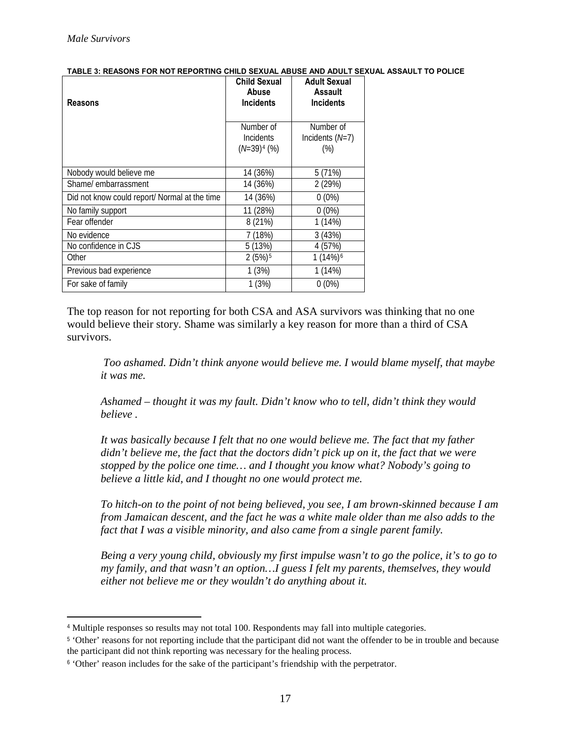**TABLE 3: REASONS FOR NOT REPORTING CHILD SEXUAL ABUSE AND ADULT SEXUAL ASSAULT TO POLICE**

| Reasons | Child Sexual Abuse Incidents | Adult Sexual Assault Incidents |
|---|---|---|
| | Number of Incidents (*N*=39)[4] (%) | Number of Incidents (*N*=7) (%) |
| Nobody would believe me | 14 (36%) | 5 (71%) |
| Shame/ embarrassment | 14 (36%) | 2 (29%) |
| Did not know could report/ Normal at the time | 14 (36%) | 0 (0%) |
| No family support | 11 (28%) | 0 (0%) |
| Fear offender | 8 (21%) | 1 (14%) |
| No evidence | 7 (18%) | 3 (43%) |
| No confidence in CJS | 5 (13%) | 4 (57%) |
| Other | 2 (5%)[5] | 1 (14%)[6] |
| Previous bad experience | 1 (3%) | 1 (14%) |
| For sake of family | 1 (3%) | 0 (0%) |

The top reason for not reporting for both CSA and ASA survivors was thinking that no one would believe their story. Shame was similarly a key reason for more than a third of CSA survivors.

> *Too ashamed. Didn't think anyone would believe me. I would blame myself, that maybe it was me.*

> *Ashamed – thought it was my fault. Didn't know who to tell, didn't think they would believe .*

> *It was basically because I felt that no one would believe me. The fact that my father didn't believe me, the fact that the doctors didn't pick up on it, the fact that we were stopped by the police one time… and I thought you know what? Nobody's going to believe a little kid, and I thought no one would protect me.*

> *To hitch-on to the point of not being believed, you see, I am brown-skinned because I am from Jamaican descent, and the fact he was a white male older than me also adds to the fact that I was a visible minority, and also came from a single parent family.*

> *Being a very young child, obviously my first impulse wasn't to go the police, it's to go to my family, and that wasn't an option…I guess I felt my parents, themselves, they would either not believe me or they wouldn't do anything about it.*

---

[4] Multiple responses so results may not total 100. Respondents may fall into multiple categories.

[5] 'Other' reasons for not reporting include that the participant did not want the offender to be in trouble and because the participant did not think reporting was necessary for the healing process.

[6] 'Other' reason includes for the sake of the participant's friendship with the perpetrator.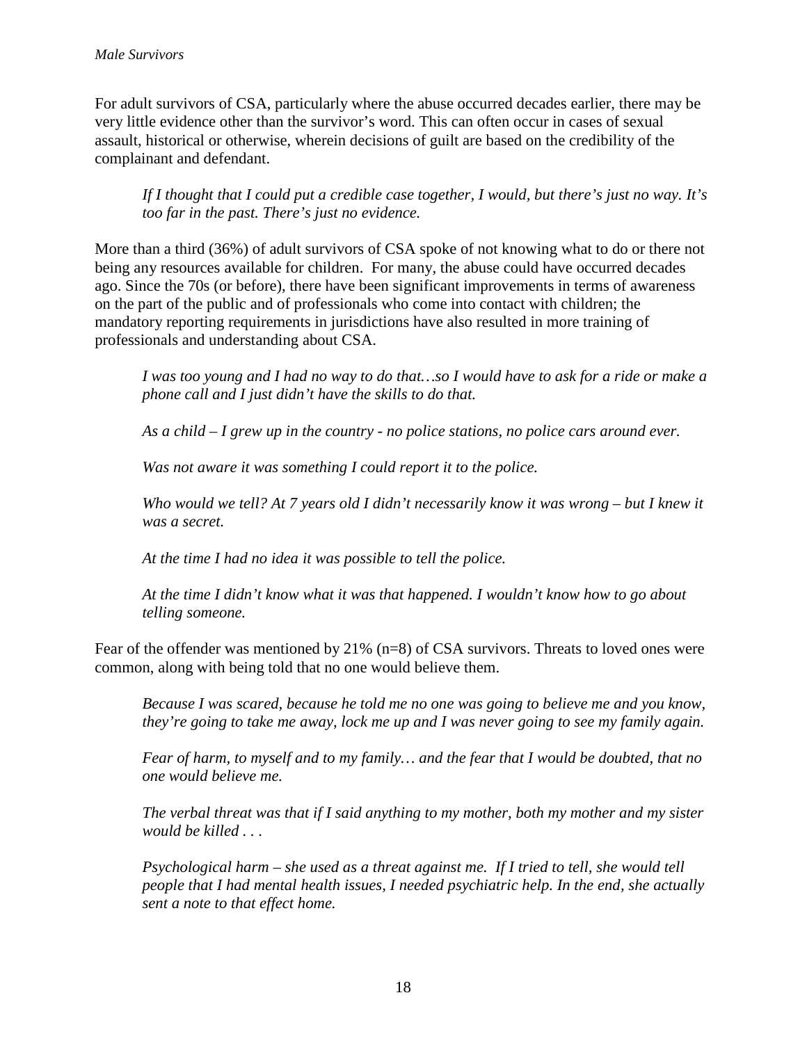For adult survivors of CSA, particularly where the abuse occurred decades earlier, there may be very little evidence other than the survivor's word. This can often occur in cases of sexual assault, historical or otherwise, wherein decisions of guilt are based on the credibility of the complainant and defendant.

> *If I thought that I could put a credible case together, I would, but there's just no way. It's too far in the past. There's just no evidence.*

More than a third (36%) of adult survivors of CSA spoke of not knowing what to do or there not being any resources available for children. For many, the abuse could have occurred decades ago. Since the 70s (or before), there have been significant improvements in terms of awareness on the part of the public and of professionals who come into contact with children; the mandatory reporting requirements in jurisdictions have also resulted in more training of professionals and understanding about CSA.

> *I was too young and I had no way to do that…so I would have to ask for a ride or make a phone call and I just didn't have the skills to do that.*
>
> *As a child – I grew up in the country - no police stations, no police cars around ever.*
>
> *Was not aware it was something I could report it to the police.*
>
> *Who would we tell? At 7 years old I didn't necessarily know it was wrong – but I knew it was a secret.*
>
> *At the time I had no idea it was possible to tell the police.*
>
> *At the time I didn't know what it was that happened. I wouldn't know how to go about telling someone.*

Fear of the offender was mentioned by 21% (n=8) of CSA survivors. Threats to loved ones were common, along with being told that no one would believe them.

> *Because I was scared, because he told me no one was going to believe me and you know, they're going to take me away, lock me up and I was never going to see my family again.*
>
> *Fear of harm, to myself and to my family… and the fear that I would be doubted, that no one would believe me.*
>
> *The verbal threat was that if I said anything to my mother, both my mother and my sister would be killed . . .*
>
> *Psychological harm – she used as a threat against me. If I tried to tell, she would tell people that I had mental health issues, I needed psychiatric help. In the end, she actually sent a note to that effect home.*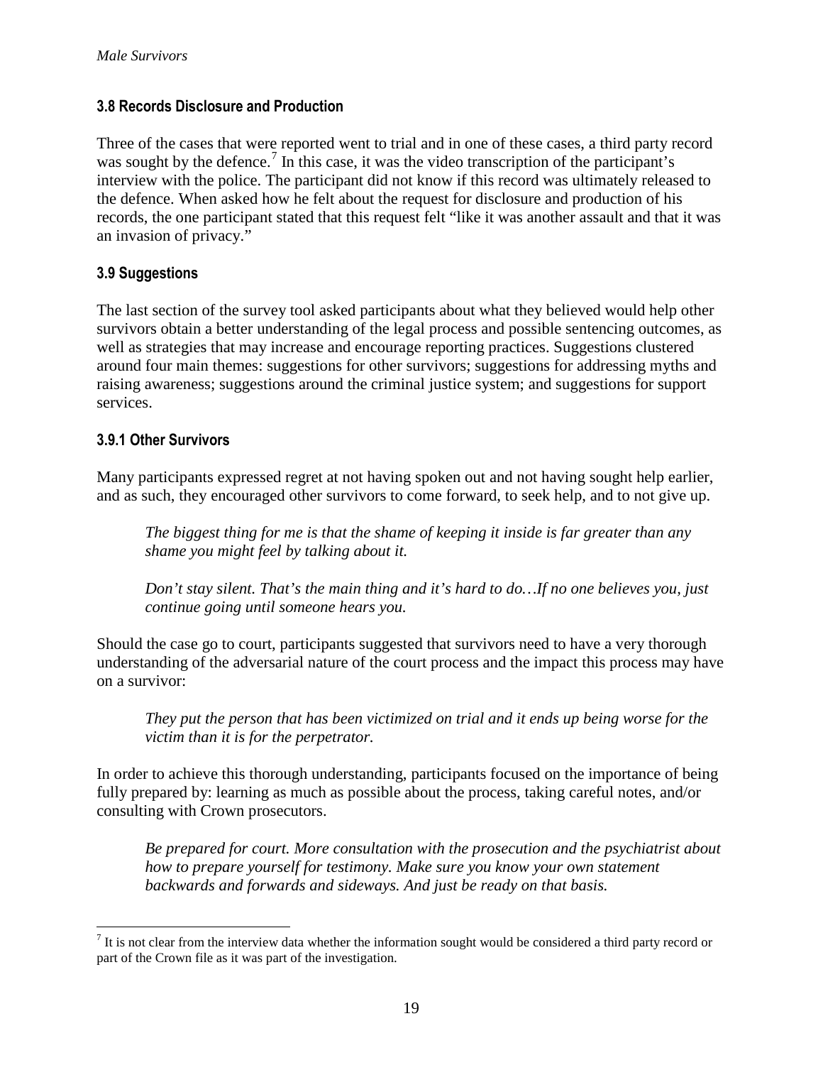### 3.8 Records Disclosure and Production

Three of the cases that were reported went to trial and in one of these cases, a third party record was sought by the defence.[7] In this case, it was the video transcription of the participant's interview with the police. The participant did not know if this record was ultimately released to the defence. When asked how he felt about the request for disclosure and production of his records, the one participant stated that this request felt "like it was another assault and that it was an invasion of privacy."

### 3.9 Suggestions

The last section of the survey tool asked participants about what they believed would help other survivors obtain a better understanding of the legal process and possible sentencing outcomes, as well as strategies that may increase and encourage reporting practices. Suggestions clustered around four main themes: suggestions for other survivors; suggestions for addressing myths and raising awareness; suggestions around the criminal justice system; and suggestions for support services.

#### 3.9.1 Other Survivors

Many participants expressed regret at not having spoken out and not having sought help earlier, and as such, they encouraged other survivors to come forward, to seek help, and to not give up.

> *The biggest thing for me is that the shame of keeping it inside is far greater than any shame you might feel by talking about it.*
>
> *Don't stay silent. That's the main thing and it's hard to do…If no one believes you, just continue going until someone hears you.*

Should the case go to court, participants suggested that survivors need to have a very thorough understanding of the adversarial nature of the court process and the impact this process may have on a survivor:

> *They put the person that has been victimized on trial and it ends up being worse for the victim than it is for the perpetrator.*

In order to achieve this thorough understanding, participants focused on the importance of being fully prepared by: learning as much as possible about the process, taking careful notes, and/or consulting with Crown prosecutors.

> *Be prepared for court. More consultation with the prosecution and the psychiatrist about how to prepare yourself for testimony. Make sure you know your own statement backwards and forwards and sideways. And just be ready on that basis.*

---

[7] It is not clear from the interview data whether the information sought would be considered a third party record or part of the Crown file as it was part of the investigation.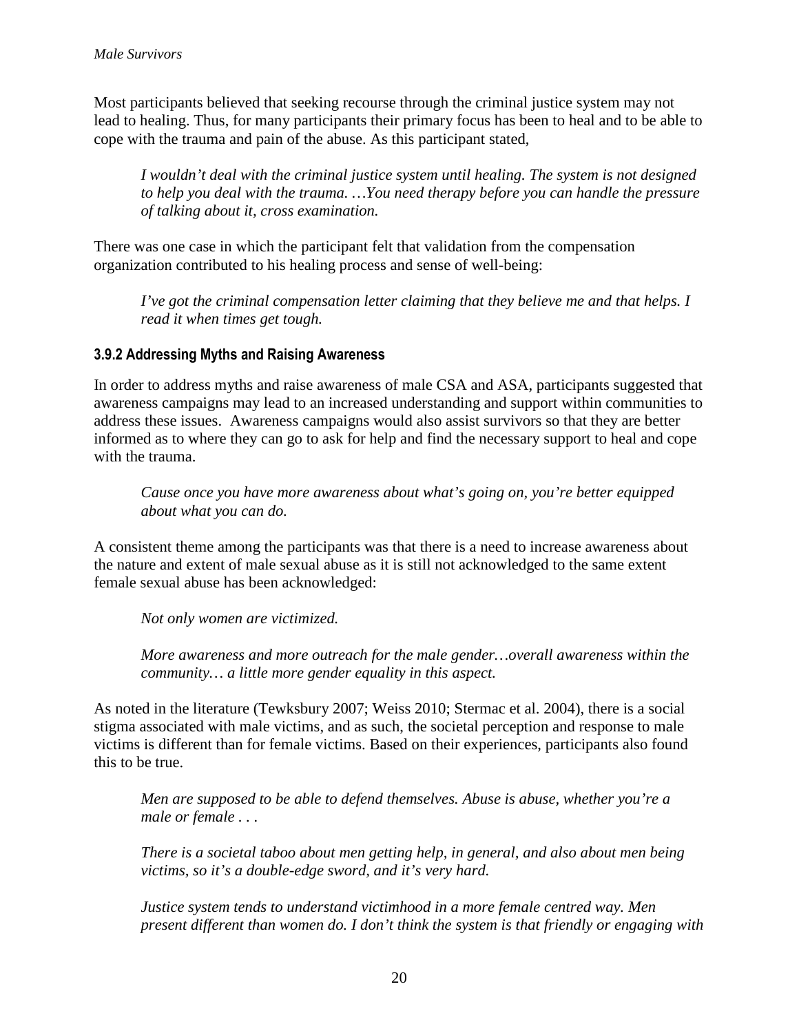Most participants believed that seeking recourse through the criminal justice system may not lead to healing. Thus, for many participants their primary focus has been to heal and to be able to cope with the trauma and pain of the abuse. As this participant stated,

> *I wouldn't deal with the criminal justice system until healing. The system is not designed to help you deal with the trauma. …You need therapy before you can handle the pressure of talking about it, cross examination.*

There was one case in which the participant felt that validation from the compensation organization contributed to his healing process and sense of well-being:

> *I've got the criminal compensation letter claiming that they believe me and that helps. I read it when times get tough.*

### 3.9.2 Addressing Myths and Raising Awareness

In order to address myths and raise awareness of male CSA and ASA, participants suggested that awareness campaigns may lead to an increased understanding and support within communities to address these issues. Awareness campaigns would also assist survivors so that they are better informed as to where they can go to ask for help and find the necessary support to heal and cope with the trauma.

> *Cause once you have more awareness about what's going on, you're better equipped about what you can do.*

A consistent theme among the participants was that there is a need to increase awareness about the nature and extent of male sexual abuse as it is still not acknowledged to the same extent female sexual abuse has been acknowledged:

> *Not only women are victimized.*

> *More awareness and more outreach for the male gender…overall awareness within the community… a little more gender equality in this aspect.*

As noted in the literature (Tewksbury 2007; Weiss 2010; Stermac et al. 2004), there is a social stigma associated with male victims, and as such, the societal perception and response to male victims is different than for female victims. Based on their experiences, participants also found this to be true.

> *Men are supposed to be able to defend themselves. Abuse is abuse, whether you're a male or female . . .*

> *There is a societal taboo about men getting help, in general, and also about men being victims, so it's a double-edge sword, and it's very hard.*

> *Justice system tends to understand victimhood in a more female centred way. Men present different than women do. I don't think the system is that friendly or engaging with*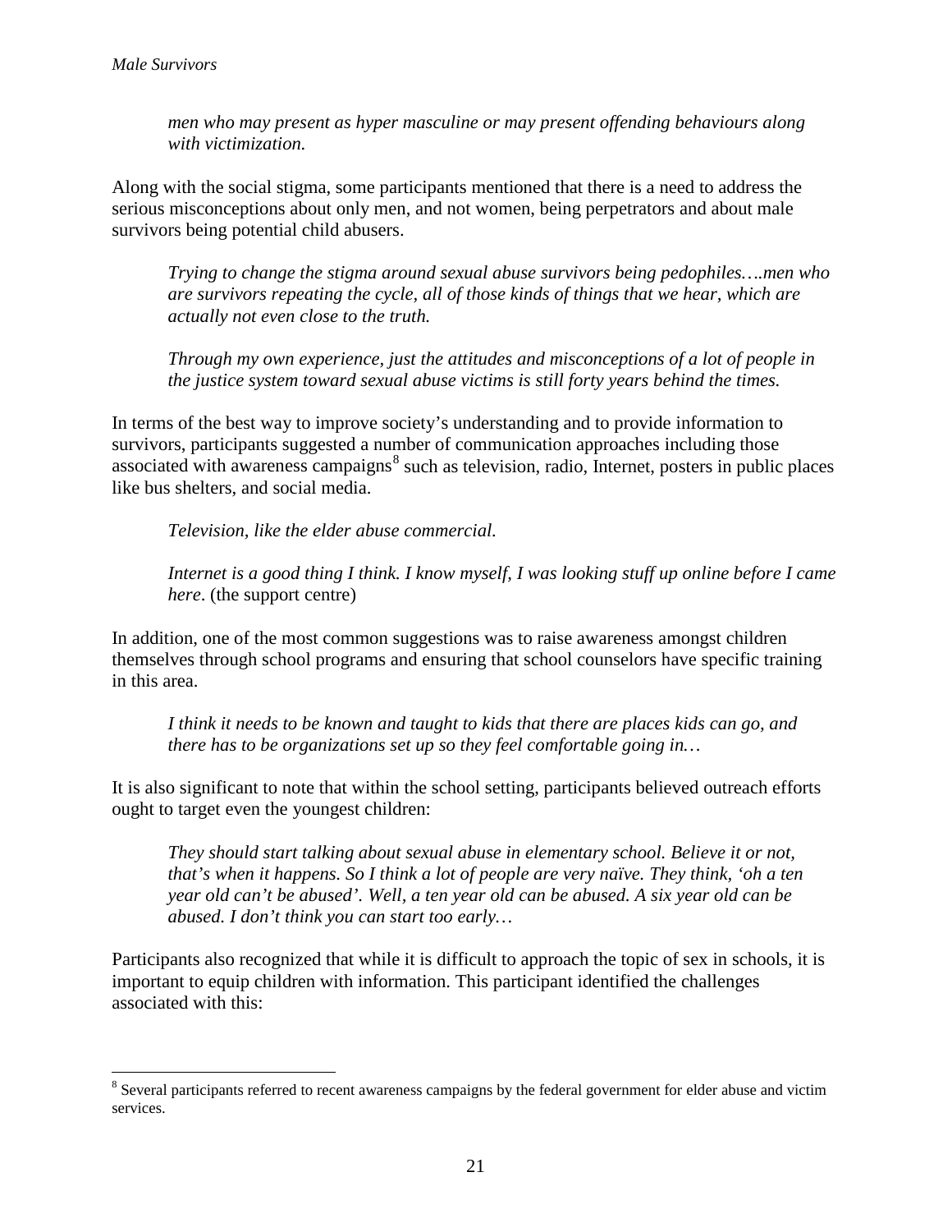> *men who may present as hyper masculine or may present offending behaviours along with victimization.*

Along with the social stigma, some participants mentioned that there is a need to address the serious misconceptions about only men, and not women, being perpetrators and about male survivors being potential child abusers.

> *Trying to change the stigma around sexual abuse survivors being pedophiles….men who are survivors repeating the cycle, all of those kinds of things that we hear, which are actually not even close to the truth.*

> *Through my own experience, just the attitudes and misconceptions of a lot of people in the justice system toward sexual abuse victims is still forty years behind the times.*

In terms of the best way to improve society's understanding and to provide information to survivors, participants suggested a number of communication approaches including those associated with awareness campaigns[8] such as television, radio, Internet, posters in public places like bus shelters, and social media.

> *Television, like the elder abuse commercial.*

> *Internet is a good thing I think. I know myself, I was looking stuff up online before I came here*. (the support centre)

In addition, one of the most common suggestions was to raise awareness amongst children themselves through school programs and ensuring that school counselors have specific training in this area.

> *I think it needs to be known and taught to kids that there are places kids can go, and there has to be organizations set up so they feel comfortable going in…*

It is also significant to note that within the school setting, participants believed outreach efforts ought to target even the youngest children:

> *They should start talking about sexual abuse in elementary school. Believe it or not, that's when it happens. So I think a lot of people are very naïve. They think, 'oh a ten year old can't be abused'. Well, a ten year old can be abused. A six year old can be abused. I don't think you can start too early…*

Participants also recognized that while it is difficult to approach the topic of sex in schools, it is important to equip children with information. This participant identified the challenges associated with this:

---

[8] Several participants referred to recent awareness campaigns by the federal government for elder abuse and victim services.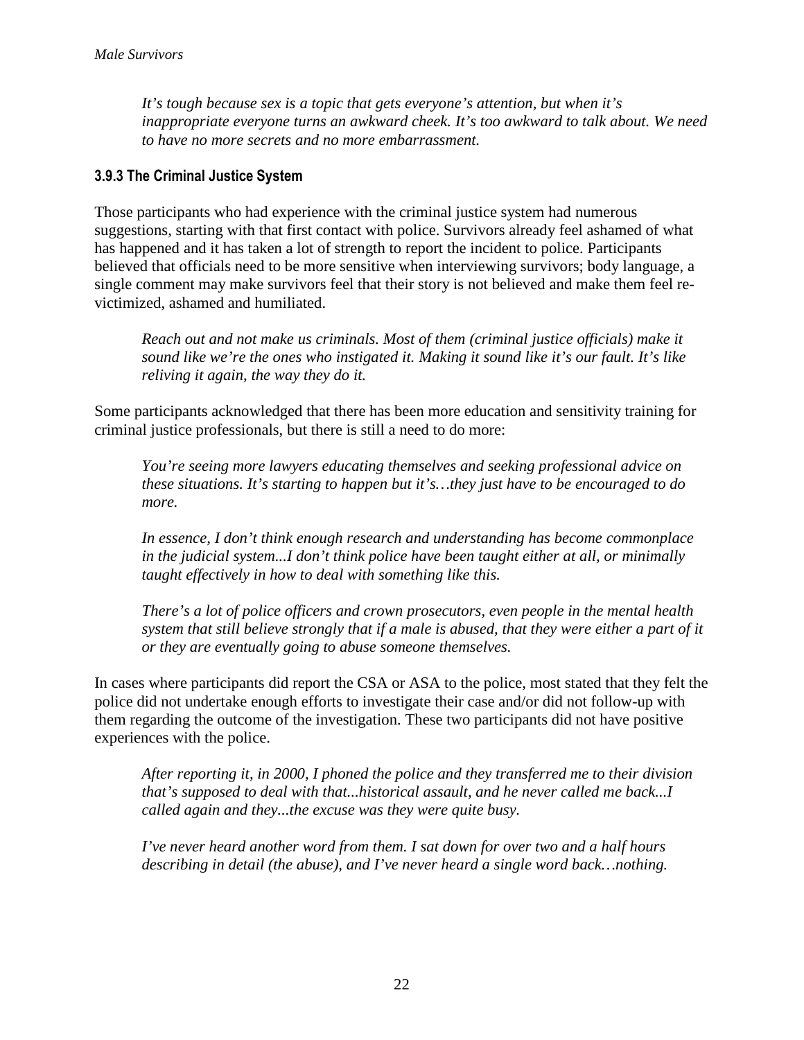*It's tough because sex is a topic that gets everyone's attention, but when it's inappropriate everyone turns an awkward cheek. It's too awkward to talk about. We need to have no more secrets and no more embarrassment.*

### 3.9.3 The Criminal Justice System

Those participants who had experience with the criminal justice system had numerous suggestions, starting with that first contact with police. Survivors already feel ashamed of what has happened and it has taken a lot of strength to report the incident to police. Participants believed that officials need to be more sensitive when interviewing survivors; body language, a single comment may make survivors feel that their story is not believed and make them feel re-victimized, ashamed and humiliated.

*Reach out and not make us criminals. Most of them (criminal justice officials) make it sound like we're the ones who instigated it. Making it sound like it's our fault. It's like reliving it again, the way they do it.*

Some participants acknowledged that there has been more education and sensitivity training for criminal justice professionals, but there is still a need to do more:

*You're seeing more lawyers educating themselves and seeking professional advice on these situations. It's starting to happen but it's…they just have to be encouraged to do more.*

*In essence, I don't think enough research and understanding has become commonplace in the judicial system...I don't think police have been taught either at all, or minimally taught effectively in how to deal with something like this.*

*There's a lot of police officers and crown prosecutors, even people in the mental health system that still believe strongly that if a male is abused, that they were either a part of it or they are eventually going to abuse someone themselves.*

In cases where participants did report the CSA or ASA to the police, most stated that they felt the police did not undertake enough efforts to investigate their case and/or did not follow-up with them regarding the outcome of the investigation. These two participants did not have positive experiences with the police.

*After reporting it, in 2000, I phoned the police and they transferred me to their division that's supposed to deal with that...historical assault, and he never called me back...I called again and they...the excuse was they were quite busy.*

*I've never heard another word from them. I sat down for over two and a half hours describing in detail (the abuse), and I've never heard a single word back…nothing.*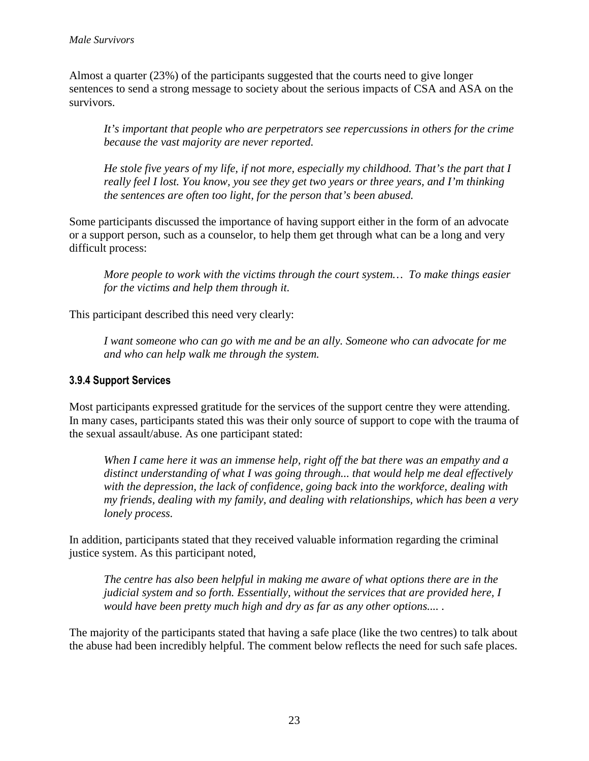Almost a quarter (23%) of the participants suggested that the courts need to give longer sentences to send a strong message to society about the serious impacts of CSA and ASA on the survivors.

> *It's important that people who are perpetrators see repercussions in others for the crime because the vast majority are never reported.*

> *He stole five years of my life, if not more, especially my childhood. That's the part that I really feel I lost. You know, you see they get two years or three years, and I'm thinking the sentences are often too light, for the person that's been abused.*

Some participants discussed the importance of having support either in the form of an advocate or a support person, such as a counselor, to help them get through what can be a long and very difficult process:

> *More people to work with the victims through the court system… To make things easier for the victims and help them through it.*

This participant described this need very clearly:

> *I want someone who can go with me and be an ally. Someone who can advocate for me and who can help walk me through the system.*

#### 3.9.4 Support Services

Most participants expressed gratitude for the services of the support centre they were attending. In many cases, participants stated this was their only source of support to cope with the trauma of the sexual assault/abuse. As one participant stated:

> *When I came here it was an immense help, right off the bat there was an empathy and a distinct understanding of what I was going through... that would help me deal effectively with the depression, the lack of confidence, going back into the workforce, dealing with my friends, dealing with my family, and dealing with relationships, which has been a very lonely process.*

In addition, participants stated that they received valuable information regarding the criminal justice system. As this participant noted,

> *The centre has also been helpful in making me aware of what options there are in the judicial system and so forth. Essentially, without the services that are provided here, I would have been pretty much high and dry as far as any other options.... .*

The majority of the participants stated that having a safe place (like the two centres) to talk about the abuse had been incredibly helpful. The comment below reflects the need for such safe places.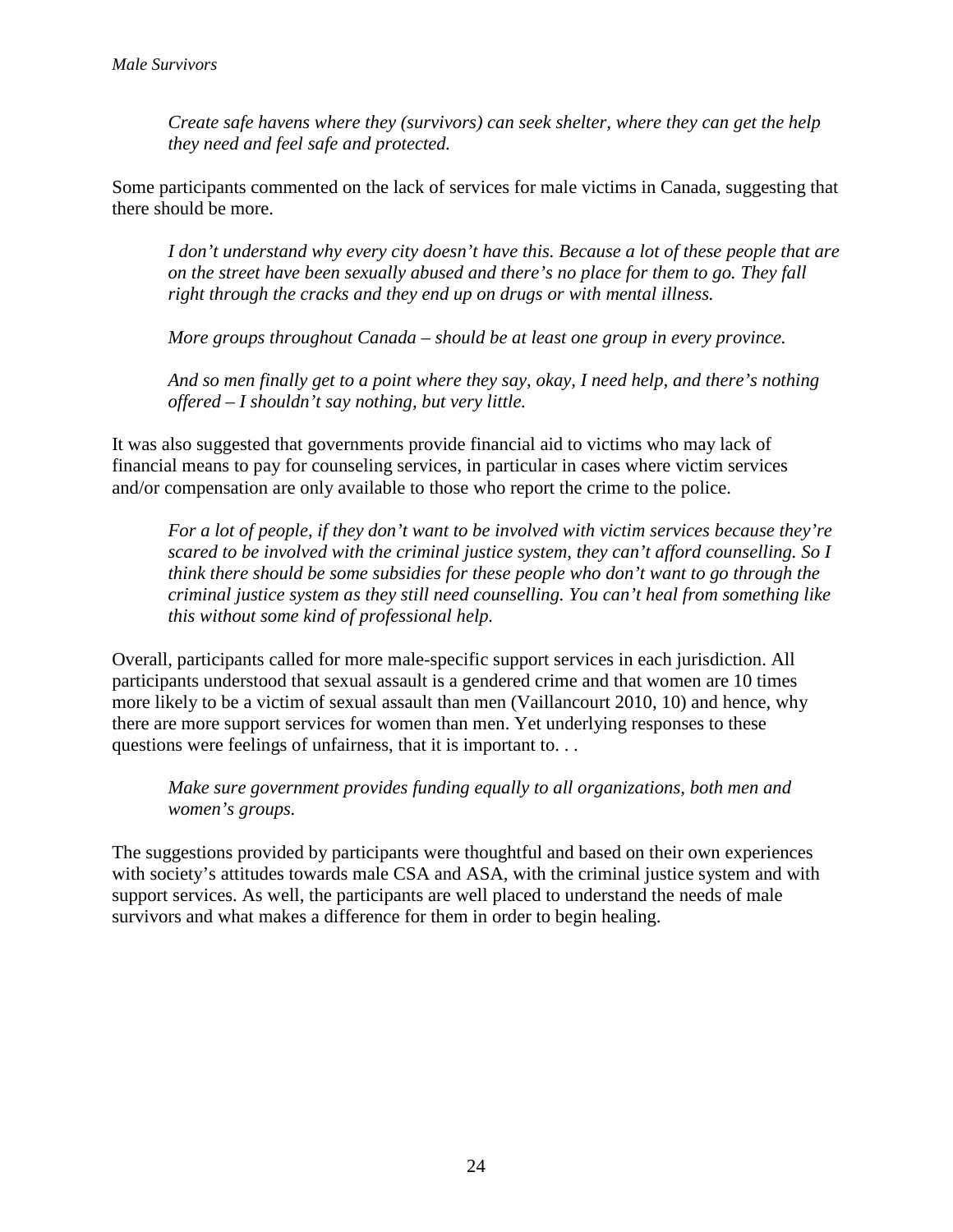*Create safe havens where they (survivors) can seek shelter, where they can get the help they need and feel safe and protected.*

Some participants commented on the lack of services for male victims in Canada, suggesting that there should be more.

*I don't understand why every city doesn't have this. Because a lot of these people that are on the street have been sexually abused and there's no place for them to go. They fall right through the cracks and they end up on drugs or with mental illness.*

*More groups throughout Canada – should be at least one group in every province.*

*And so men finally get to a point where they say, okay, I need help, and there's nothing offered – I shouldn't say nothing, but very little.*

It was also suggested that governments provide financial aid to victims who may lack of financial means to pay for counseling services, in particular in cases where victim services and/or compensation are only available to those who report the crime to the police.

*For a lot of people, if they don't want to be involved with victim services because they're scared to be involved with the criminal justice system, they can't afford counselling. So I think there should be some subsidies for these people who don't want to go through the criminal justice system as they still need counselling. You can't heal from something like this without some kind of professional help.*

Overall, participants called for more male-specific support services in each jurisdiction. All participants understood that sexual assault is a gendered crime and that women are 10 times more likely to be a victim of sexual assault than men (Vaillancourt 2010, 10) and hence, why there are more support services for women than men. Yet underlying responses to these questions were feelings of unfairness, that it is important to. . .

*Make sure government provides funding equally to all organizations, both men and women's groups.*

The suggestions provided by participants were thoughtful and based on their own experiences with society's attitudes towards male CSA and ASA, with the criminal justice system and with support services. As well, the participants are well placed to understand the needs of male survivors and what makes a difference for them in order to begin healing.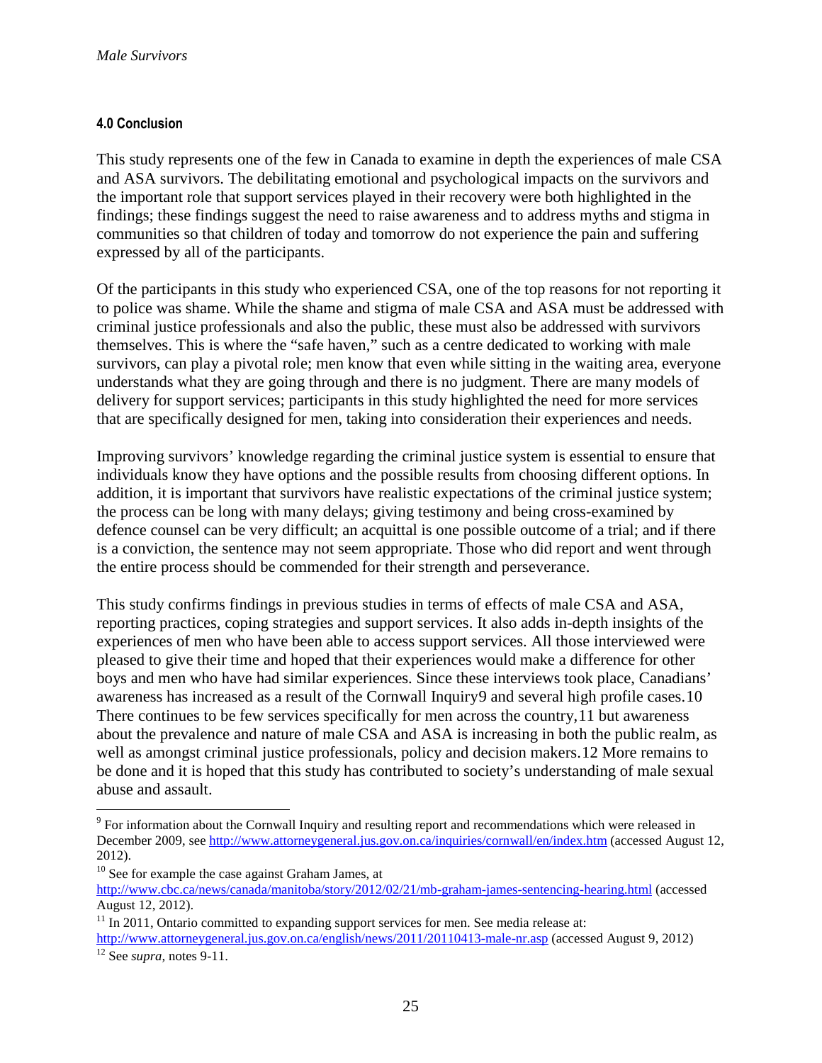#### 4.0 Conclusion

This study represents one of the few in Canada to examine in depth the experiences of male CSA and ASA survivors. The debilitating emotional and psychological impacts on the survivors and the important role that support services played in their recovery were both highlighted in the findings; these findings suggest the need to raise awareness and to address myths and stigma in communities so that children of today and tomorrow do not experience the pain and suffering expressed by all of the participants.

Of the participants in this study who experienced CSA, one of the top reasons for not reporting it to police was shame. While the shame and stigma of male CSA and ASA must be addressed with criminal justice professionals and also the public, these must also be addressed with survivors themselves. This is where the "safe haven," such as a centre dedicated to working with male survivors, can play a pivotal role; men know that even while sitting in the waiting area, everyone understands what they are going through and there is no judgment. There are many models of delivery for support services; participants in this study highlighted the need for more services that are specifically designed for men, taking into consideration their experiences and needs.

Improving survivors' knowledge regarding the criminal justice system is essential to ensure that individuals know they have options and the possible results from choosing different options. In addition, it is important that survivors have realistic expectations of the criminal justice system; the process can be long with many delays; giving testimony and being cross-examined by defence counsel can be very difficult; an acquittal is one possible outcome of a trial; and if there is a conviction, the sentence may not seem appropriate. Those who did report and went through the entire process should be commended for their strength and perseverance.

This study confirms findings in previous studies in terms of effects of male CSA and ASA, reporting practices, coping strategies and support services. It also adds in-depth insights of the experiences of men who have been able to access support services. All those interviewed were pleased to give their time and hoped that their experiences would make a difference for other boys and men who have had similar experiences. Since these interviews took place, Canadians' awareness has increased as a result of the Cornwall Inquiry[9] and several high profile cases.[10] There continues to be few services specifically for men across the country,[11] but awareness about the prevalence and nature of male CSA and ASA is increasing in both the public realm, as well as amongst criminal justice professionals, policy and decision makers.[12] More remains to be done and it is hoped that this study has contributed to society's understanding of male sexual abuse and assault.

---

[9] For information about the Cornwall Inquiry and resulting report and recommendations which were released in December 2009, see http://www.attorneygeneral.jus.gov.on.ca/inquiries/cornwall/en/index.htm (accessed August 12, 2012).

[10] See for example the case against Graham James, at http://www.cbc.ca/news/canada/manitoba/story/2012/02/21/mb-graham-james-sentencing-hearing.html (accessed August 12, 2012).

[11] In 2011, Ontario committed to expanding support services for men. See media release at: http://www.attorneygeneral.jus.gov.on.ca/english/news/2011/20110413-male-nr.asp (accessed August 9, 2012)

[12] See *supra,* notes 9-11.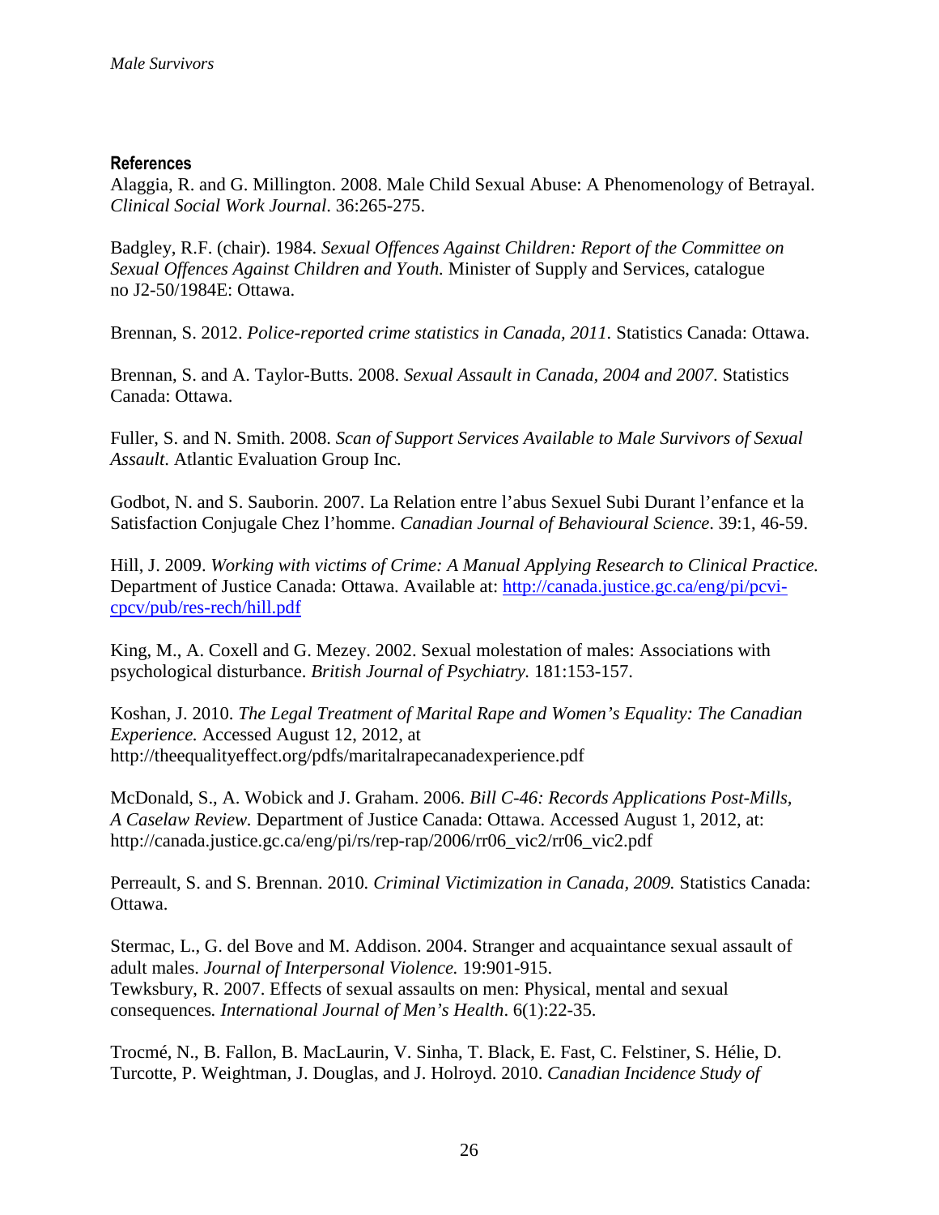## References

Alaggia, R. and G. Millington. 2008. Male Child Sexual Abuse: A Phenomenology of Betrayal. *Clinical Social Work Journal*. 36:265-275.

Badgley, R.F. (chair). 1984. *Sexual Offences Against Children: Report of the Committee on Sexual Offences Against Children and Youth.* Minister of Supply and Services, catalogue no J2-50/1984E: Ottawa.

Brennan, S. 2012. *Police-reported crime statistics in Canada, 2011.* Statistics Canada: Ottawa.

Brennan, S. and A. Taylor-Butts. 2008. *Sexual Assault in Canada, 2004 and 2007*. Statistics Canada: Ottawa.

Fuller, S. and N. Smith. 2008. *Scan of Support Services Available to Male Survivors of Sexual Assault*. Atlantic Evaluation Group Inc.

Godbot, N. and S. Sauborin. 2007. La Relation entre l'abus Sexuel Subi Durant l'enfance et la Satisfaction Conjugale Chez l'homme. *Canadian Journal of Behavioural Science*. 39:1, 46-59.

Hill, J. 2009. *Working with victims of Crime: A Manual Applying Research to Clinical Practice.* Department of Justice Canada: Ottawa. Available at: [http://canada.justice.gc.ca/eng/pi/pcvi-cpcv/pub/res-rech/hill.pdf](http://canada.justice.gc.ca/eng/pi/pcvi-cpcv/pub/res-rech/hill.pdf)

King, M., A. Coxell and G. Mezey. 2002. Sexual molestation of males: Associations with psychological disturbance. *British Journal of Psychiatry.* 181:153-157.

Koshan, J. 2010. *The Legal Treatment of Marital Rape and Women's Equality: The Canadian Experience.* Accessed August 12, 2012, at http://theequalityeffect.org/pdfs/maritalrapecanadexperience.pdf

McDonald, S., A. Wobick and J. Graham. 2006. *Bill C-46: Records Applications Post-Mills, A Caselaw Review.* Department of Justice Canada: Ottawa. Accessed August 1, 2012, at: http://canada.justice.gc.ca/eng/pi/rs/rep-rap/2006/rr06_vic2/rr06_vic2.pdf

Perreault, S. and S. Brennan. 2010. *Criminal Victimization in Canada, 2009.* Statistics Canada: Ottawa.

Stermac, L., G. del Bove and M. Addison. 2004. Stranger and acquaintance sexual assault of adult males. *Journal of Interpersonal Violence.* 19:901-915.

Tewksbury, R. 2007. Effects of sexual assaults on men: Physical, mental and sexual consequences*. International Journal of Men's Health*. 6(1):22-35.

Trocmé, N., B. Fallon, B. MacLaurin, V. Sinha, T. Black, E. Fast, C. Felstiner, S. Hélie, D. Turcotte, P. Weightman, J. Douglas, and J. Holroyd. 2010. *Canadian Incidence Study of*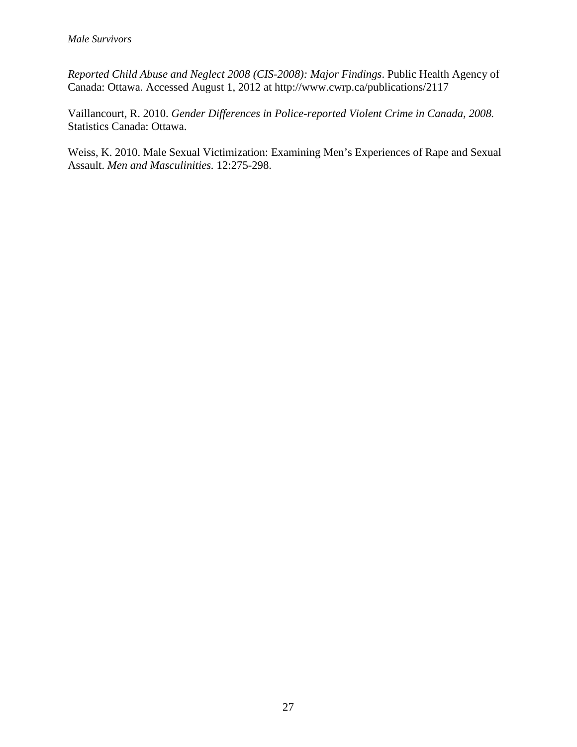*Reported Child Abuse and Neglect 2008 (CIS-2008): Major Findings*. Public Health Agency of Canada: Ottawa. Accessed August 1, 2012 at http://www.cwrp.ca/publications/2117

Vaillancourt, R. 2010. *Gender Differences in Police-reported Violent Crime in Canada, 2008.* Statistics Canada: Ottawa.

Weiss, K. 2010. Male Sexual Victimization: Examining Men's Experiences of Rape and Sexual Assault. *Men and Masculinities.* 12:275-298.